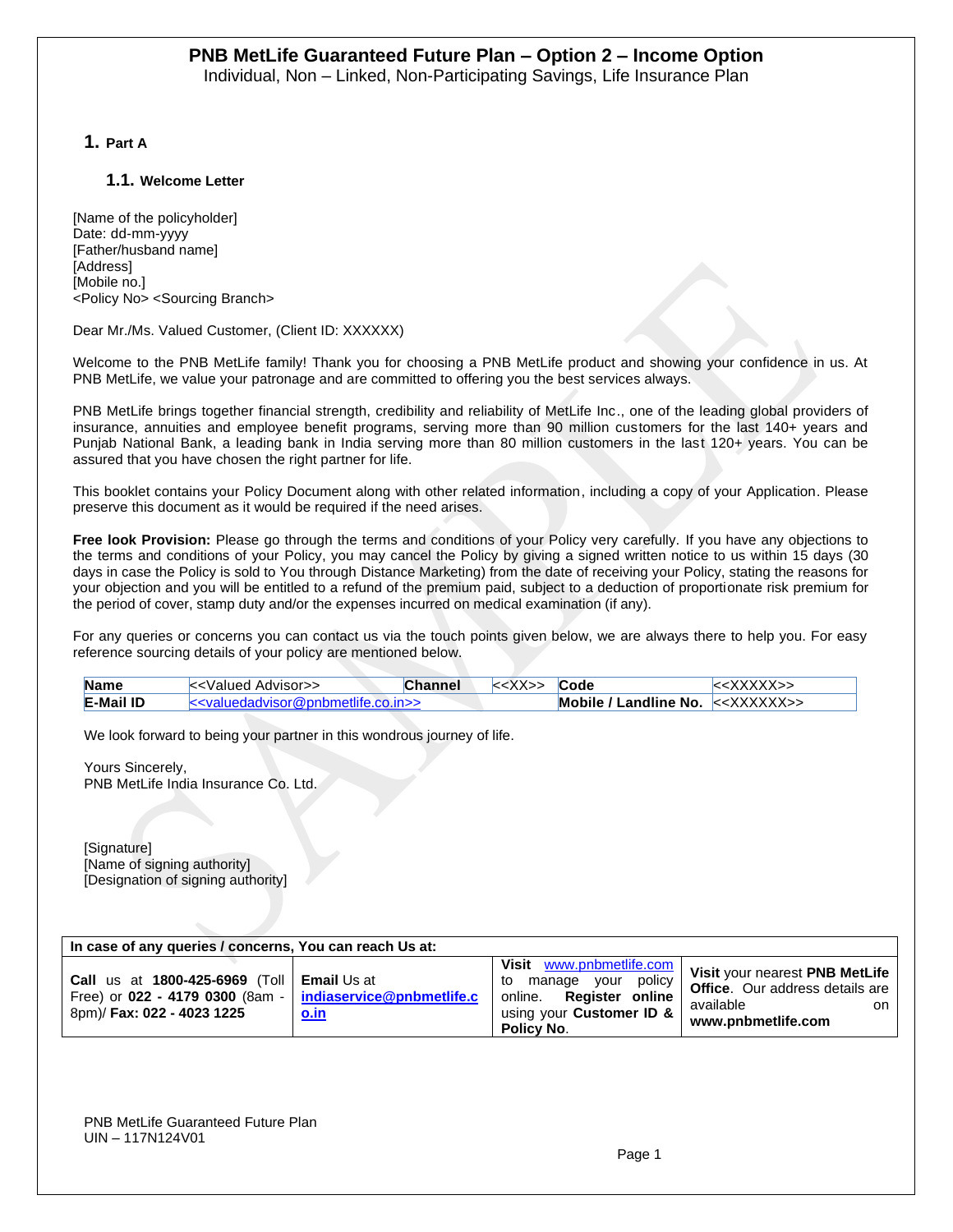# PNB MetLife Guaranteed Future Plan – Option 2 – Income Option

Individual, Non – Linked, Non-Participating Savings, Life Insurance Plan

## 1. Part A

### 1.1. Welcome Letter

[Name of the policyholder]
Date: dd-mm-yyyy
[Father/husband name]
[Address]
[Mobile no.]
<Policy No> <Sourcing Branch>

Dear Mr./Ms. Valued Customer, (Client ID: XXXXXX)

Welcome to the PNB MetLife family! Thank you for choosing a PNB MetLife product and showing your confidence in us. At PNB MetLife, we value your patronage and are committed to offering you the best services always.

PNB MetLife brings together financial strength, credibility and reliability of MetLife Inc., one of the leading global providers of insurance, annuities and employee benefit programs, serving more than 90 million customers for the last 140+ years and Punjab National Bank, a leading bank in India serving more than 80 million customers in the last 120+ years. You can be assured that you have chosen the right partner for life.

This booklet contains your Policy Document along with other related information, including a copy of your Application. Please preserve this document as it would be required if the need arises.

**Free look Provision:** Please go through the terms and conditions of your Policy very carefully. If you have any objections to the terms and conditions of your Policy, you may cancel the Policy by giving a signed written notice to us within 15 days (30 days in case the Policy is sold to You through Distance Marketing) from the date of receiving your Policy, stating the reasons for your objection and you will be entitled to a refund of the premium paid, subject to a deduction of proportionate risk premium for the period of cover, stamp duty and/or the expenses incurred on medical examination (if any).

For any queries or concerns you can contact us via the touch points given below, we are always there to help you. For easy reference sourcing details of your policy are mentioned below.

| **Name** | <<Valued Advisor>> | **Channel** | <<XX>> | **Code** | <<XXXXX>> |
|---|---|---|---|---|---|
| **E-Mail ID** | <<valuedadvisor@pnbmetlife.co.in>> | | | **Mobile / Landline No.** | <<XXXXXX>> |

We look forward to being your partner in this wondrous journey of life.

Yours Sincerely,
PNB MetLife India Insurance Co. Ltd.

[Signature]
[Name of signing authority]
[Designation of signing authority]

| **In case of any queries / concerns, You can reach Us at:** | | | |
|---|---|---|---|
| **Call** us at **1800-425-6969** (Toll Free) or **022 - 4179 0300** (8am - 8pm)/ **Fax: 022 - 4023 1225** | **Email** Us at **indiaservice@pnbmetlife.co.in** | **Visit** www.pnbmetlife.com to manage your policy online. **Register online** using your **Customer ID & Policy No**. | **Visit** your nearest **PNB MetLife Office**. Our address details are available on **www.pnbmetlife.com** |

PNB MetLife Guaranteed Future Plan
UIN – 117N124V01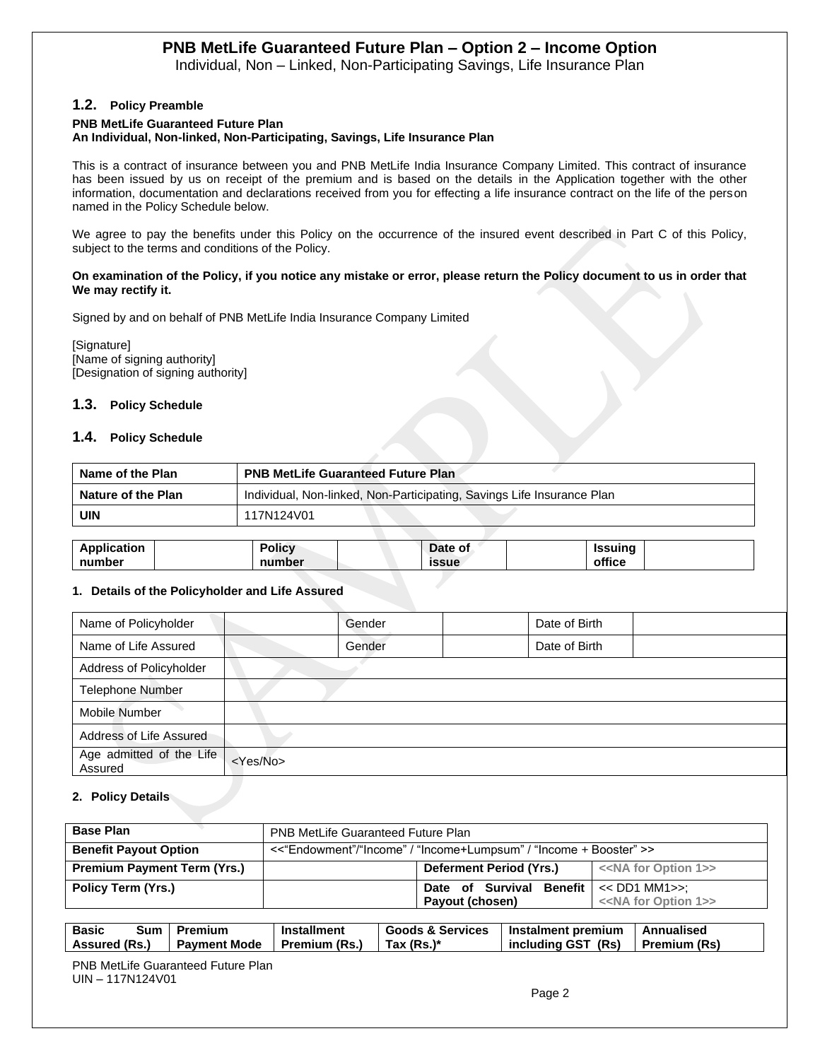# PNB MetLife Guaranteed Future Plan – Option 2 – Income Option

Individual, Non – Linked, Non-Participating Savings, Life Insurance Plan

## 1.2. Policy Preamble

**PNB MetLife Guaranteed Future Plan**
**An Individual, Non-linked, Non-Participating, Savings, Life Insurance Plan**

This is a contract of insurance between you and PNB MetLife India Insurance Company Limited. This contract of insurance has been issued by us on receipt of the premium and is based on the details in the Application together with the other information, documentation and declarations received from you for effecting a life insurance contract on the life of the person named in the Policy Schedule below.

We agree to pay the benefits under this Policy on the occurrence of the insured event described in Part C of this Policy, subject to the terms and conditions of the Policy.

**On examination of the Policy, if you notice any mistake or error, please return the Policy document to us in order that We may rectify it.**

Signed by and on behalf of PNB MetLife India Insurance Company Limited

[Signature]
[Name of signing authority]
[Designation of signing authority]

## 1.3. Policy Schedule

## 1.4. Policy Schedule

| **Name of the Plan** | **PNB MetLife Guaranteed Future Plan** |
|---|---|
| **Nature of the Plan** | Individual, Non-linked, Non-Participating, Savings Life Insurance Plan |
| **UIN** | 117N124V01 |

| **Application number** | | **Policy number** | | **Date of issue** | | **Issuing office** | |
|---|---|---|---|---|---|---|---|

### 1. Details of the Policyholder and Life Assured

| Name of Policyholder | | Gender | | Date of Birth | |
|---|---|---|---|---|---|
| Name of Life Assured | | Gender | | Date of Birth | |
| Address of Policyholder | | | | | |
| Telephone Number | | | | | |
| Mobile Number | | | | | |
| Address of Life Assured | | | | | |
| Age admitted of the Life Assured | <Yes/No> | | | | |

### 2. Policy Details

| **Base Plan** | PNB MetLife Guaranteed Future Plan | | |
|---|---|---|---|
| **Benefit Payout Option** | <<"Endowment"/"Income" / "Income+Lumpsum" / "Income + Booster" >> | | |
| **Premium Payment Term (Yrs.)** | | **Deferment Period (Yrs.)** | <<NA for Option 1>> |
| **Policy Term (Yrs.)** | | **Date of Survival Benefit Payout (chosen)** | << DD1 MM1>>; <<NA for Option 1>> |

| **Basic Sum Assured (Rs.)** | **Premium Payment Mode** | **Installment Premium (Rs.)** | **Goods & Services Tax (Rs.)*** | **Instalment premium including GST (Rs)** | **Annualised Premium (Rs)** |
|---|---|---|---|---|---|

PNB MetLife Guaranteed Future Plan
UIN – 117N124V01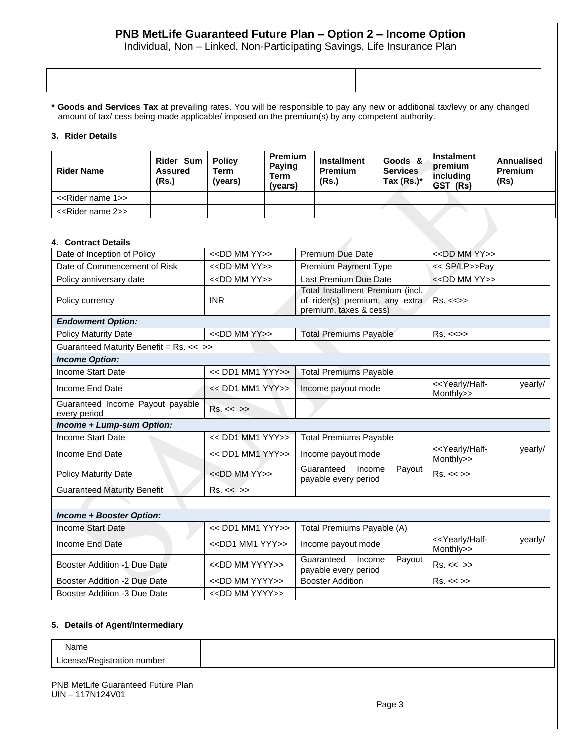# PNB MetLife Guaranteed Future Plan – Option 2 – Income Option

Individual, Non – Linked, Non-Participating Savings, Life Insurance Plan

| | | | | | |
|---|---|---|---|---|---|
| | | | | | |

**\* Goods and Services Tax** at prevailing rates. You will be responsible to pay any new or additional tax/levy or any changed amount of tax/ cess being made applicable/ imposed on the premium(s) by any competent authority.

### 3. Rider Details

| Rider Name | Rider Sum Assured (Rs.) | Policy Term (years) | Premium Paying Term (years) | Installment Premium (Rs.) | Goods & Services Tax (Rs.)* | Instalment premium including GST (Rs) | Annualised Premium (Rs) |
|---|---|---|---|---|---|---|---|
| <<Rider name 1>> | | | | | | | |
| <<Rider name 2>> | | | | | | | |

### 4. Contract Details

| | | | |
|---|---|---|---|
| Date of Inception of Policy | <<DD MM YY>> | Premium Due Date | <<DD MM YY>> |
| Date of Commencement of Risk | <<DD MM YY>> | Premium Payment Type | << SP/LP>>Pay |
| Policy anniversary date | <<DD MM YY>> | Last Premium Due Date | <<DD MM YY>> |
| Policy currency | INR | Total Installment Premium (incl. of rider(s) premium, any extra premium, taxes & cess) | Rs. <<>> |
| ***Endowment Option:*** | | | |
| Policy Maturity Date | <<DD MM YY>> | Total Premiums Payable | Rs. <<>> |
| Guaranteed Maturity Benefit = Rs. << >> | | | |
| ***Income Option:*** | | | |
| Income Start Date | << DD1 MM1 YYY>> | Total Premiums Payable | |
| Income End Date | << DD1 MM1 YYY>> | Income payout mode | <<Yearly/Half-yearly/ Monthly>> |
| Guaranteed Income Payout payable every period | Rs. << >> | | |
| ***Income + Lump-sum Option:*** | | | |
| Income Start Date | << DD1 MM1 YYY>> | Total Premiums Payable | |
| Income End Date | << DD1 MM1 YYY>> | Income payout mode | <<Yearly/Half-yearly/ Monthly>> |
| Policy Maturity Date | <<DD MM YY>> | Guaranteed Income Payout payable every period | Rs. << >> |
| Guaranteed Maturity Benefit | Rs. << >> | | |
| | | | |
| ***Income + Booster Option:*** | | | |
| Income Start Date | << DD1 MM1 YYY>> | Total Premiums Payable (A) | |
| Income End Date | <<DD1 MM1 YYY>> | Income payout mode | <<Yearly/Half-yearly/ Monthly>> |
| Booster Addition -1 Due Date | <<DD MM YYYY>> | Guaranteed Income Payout payable every period | Rs. << >> |
| Booster Addition -2 Due Date | <<DD MM YYYY>> | Booster Addition | Rs. << >> |
| Booster Addition -3 Due Date | <<DD MM YYYY>> | | |

### 5. Details of Agent/Intermediary

| | |
|---|---|
| Name | |
| License/Registration number | |

PNB MetLife Guaranteed Future Plan
UIN – 117N124V01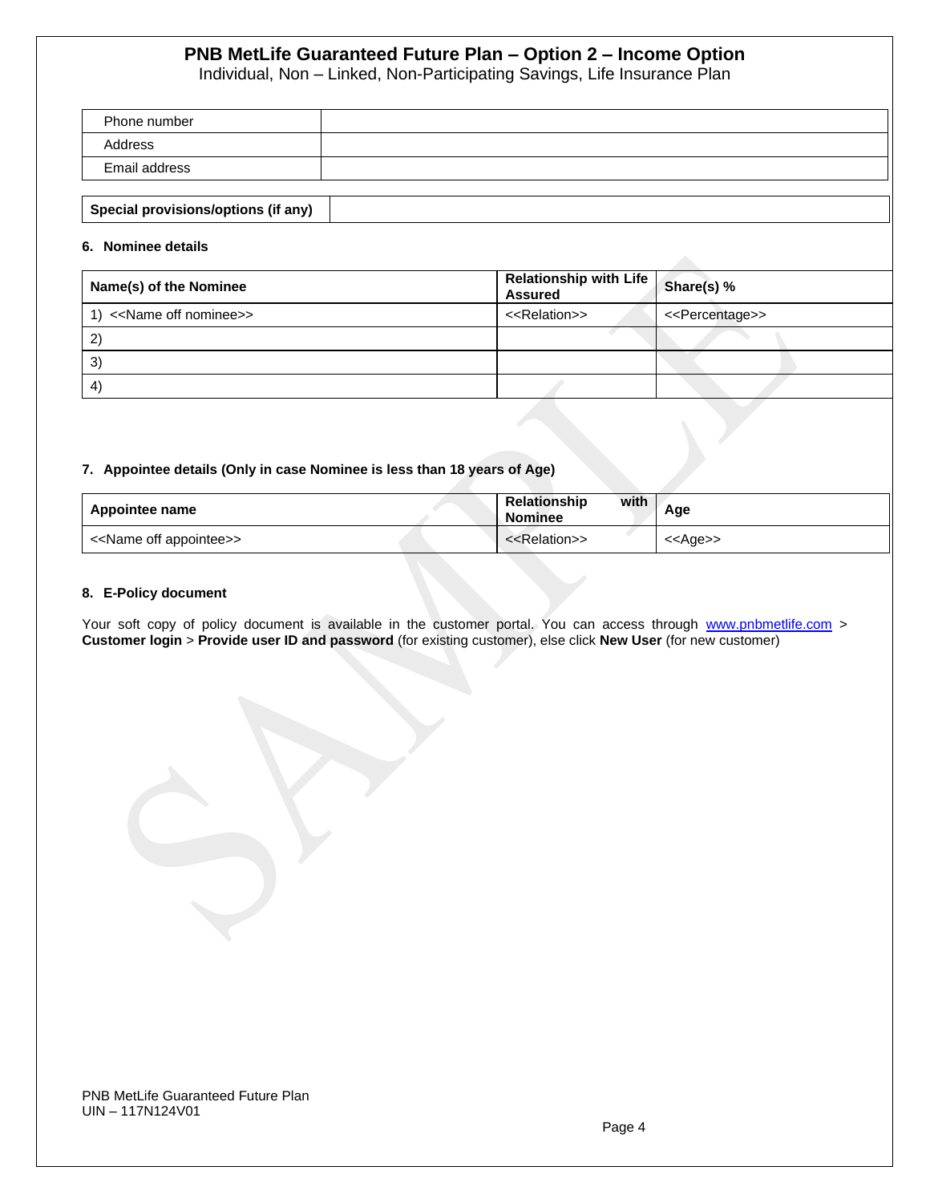| Phone number | |
| --- | --- |
| Address | |
| Email address | |

| **Special provisions/options (if any)** | |
| --- | --- |

**6. Nominee details**

| **Name(s) of the Nominee** | **Relationship with Life Assured** | **Share(s) %** |
| --- | --- | --- |
| 1) <<Name off nominee>> | <<Relation>> | <<Percentage>> |
| 2) | | |
| 3) | | |
| 4) | | |

**7. Appointee details (Only in case Nominee is less than 18 years of Age)**

| **Appointee name** | **Relationship with Nominee** | **Age** |
| --- | --- | --- |
| <<Name off appointee>> | <<Relation>> | <<Age>> |

**8. E-Policy document**

Your soft copy of policy document is available in the customer portal. You can access through www.pnbmetlife.com > **Customer login** > **Provide user ID and password** (for existing customer), else click **New User** (for new customer)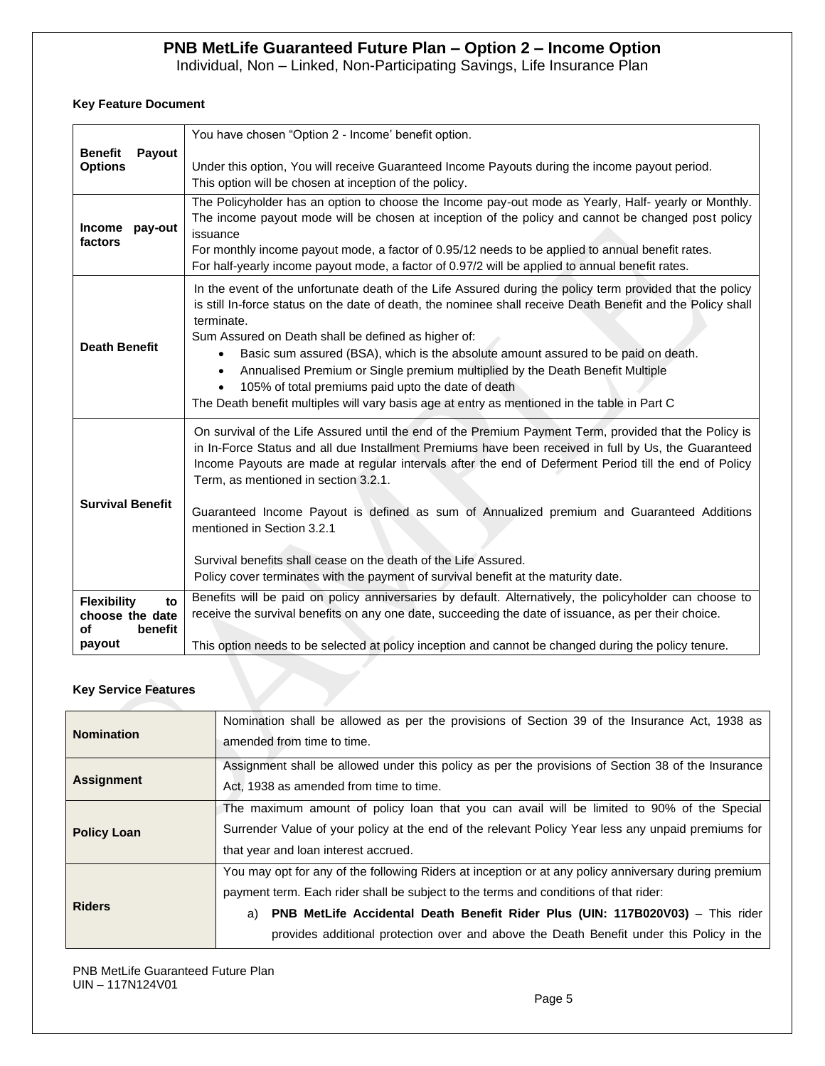# PNB MetLife Guaranteed Future Plan – Option 2 – Income Option

Individual, Non – Linked, Non-Participating Savings, Life Insurance Plan

**Key Feature Document**

| | |
|---|---|
| **Benefit Payout Options** | You have chosen "Option 2 - Income' benefit option.<br><br>Under this option, You will receive Guaranteed Income Payouts during the income payout period.<br>This option will be chosen at inception of the policy. |
| **Income pay-out factors** | The Policyholder has an option to choose the Income pay-out mode as Yearly, Half- yearly or Monthly. The income payout mode will be chosen at inception of the policy and cannot be changed post policy issuance<br>For monthly income payout mode, a factor of 0.95/12 needs to be applied to annual benefit rates.<br>For half-yearly income payout mode, a factor of 0.97/2 will be applied to annual benefit rates. |
| **Death Benefit** | In the event of the unfortunate death of the Life Assured during the policy term provided that the policy is still In-force status on the date of death, the nominee shall receive Death Benefit and the Policy shall terminate.<br>Sum Assured on Death shall be defined as higher of:<br>• Basic sum assured (BSA), which is the absolute amount assured to be paid on death.<br>• Annualised Premium or Single premium multiplied by the Death Benefit Multiple<br>• 105% of total premiums paid upto the date of death<br>The Death benefit multiples will vary basis age at entry as mentioned in the table in Part C |
| **Survival Benefit** | On survival of the Life Assured until the end of the Premium Payment Term, provided that the Policy is in In-Force Status and all due Installment Premiums have been received in full by Us, the Guaranteed Income Payouts are made at regular intervals after the end of Deferment Period till the end of Policy Term, as mentioned in section 3.2.1.<br><br>Guaranteed Income Payout is defined as sum of Annualized premium and Guaranteed Additions mentioned in Section 3.2.1<br><br>Survival benefits shall cease on the death of the Life Assured.<br>Policy cover terminates with the payment of survival benefit at the maturity date. |
| **Flexibility to choose the date of benefit payout** | Benefits will be paid on policy anniversaries by default. Alternatively, the policyholder can choose to receive the survival benefits on any one date, succeeding the date of issuance, as per their choice.<br><br>This option needs to be selected at policy inception and cannot be changed during the policy tenure. |

**Key Service Features**

| | |
|---|---|
| **Nomination** | Nomination shall be allowed as per the provisions of Section 39 of the Insurance Act, 1938 as amended from time to time. |
| **Assignment** | Assignment shall be allowed under this policy as per the provisions of Section 38 of the Insurance Act, 1938 as amended from time to time. |
| **Policy Loan** | The maximum amount of policy loan that you can avail will be limited to 90% of the Special Surrender Value of your policy at the end of the relevant Policy Year less any unpaid premiums for that year and loan interest accrued. |
| **Riders** | You may opt for any of the following Riders at inception or at any policy anniversary during premium payment term. Each rider shall be subject to the terms and conditions of that rider:<br>a) **PNB MetLife Accidental Death Benefit Rider Plus (UIN: 117B020V03)** – This rider provides additional protection over and above the Death Benefit under this Policy in the |

PNB MetLife Guaranteed Future Plan
UIN – 117N124V01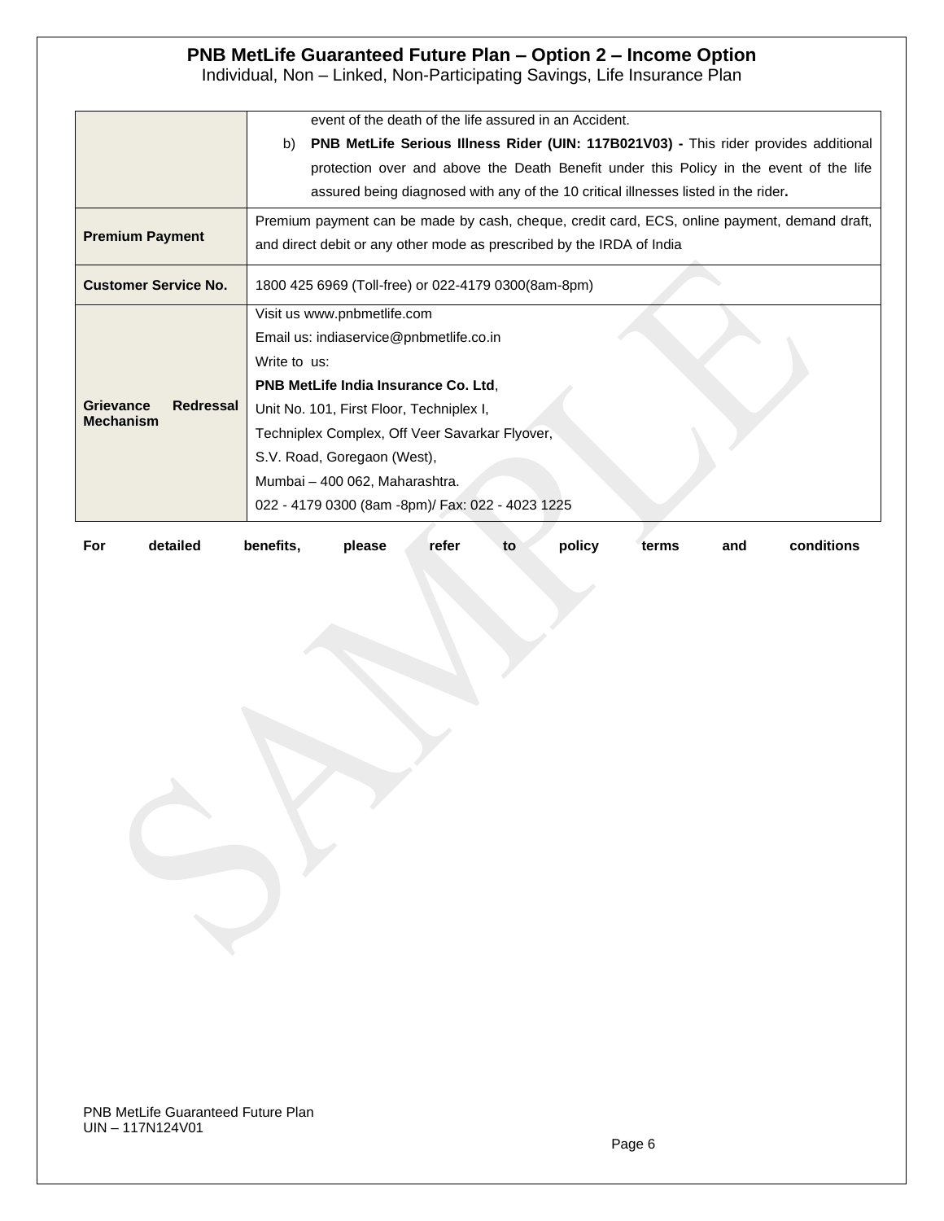| | |
|---|---|
| | event of the death of the life assured in an Accident.<br>b) **PNB MetLife Serious Illness Rider (UIN: 117B021V03) -** This rider provides additional protection over and above the Death Benefit under this Policy in the event of the life assured being diagnosed with any of the 10 critical illnesses listed in the rider**.** |
| **Premium Payment** | Premium payment can be made by cash, cheque, credit card, ECS, online payment, demand draft, and direct debit or any other mode as prescribed by the IRDA of India |
| **Customer Service No.** | 1800 425 6969 (Toll-free) or 022-4179 0300(8am-8pm) |
| **Grievance Redressal Mechanism** | Visit us www.pnbmetlife.com<br>Email us: indiaservice@pnbmetlife.co.in<br>Write to us:<br>**PNB MetLife India Insurance Co. Ltd**,<br>Unit No. 101, First Floor, Techniplex I,<br>Techniplex Complex, Off Veer Savarkar Flyover,<br>S.V. Road, Goregaon (West),<br>Mumbai – 400 062, Maharashtra.<br>022 - 4179 0300 (8am -8pm)/ Fax: 022 - 4023 1225 |

**For detailed benefits, please refer to policy terms and conditions**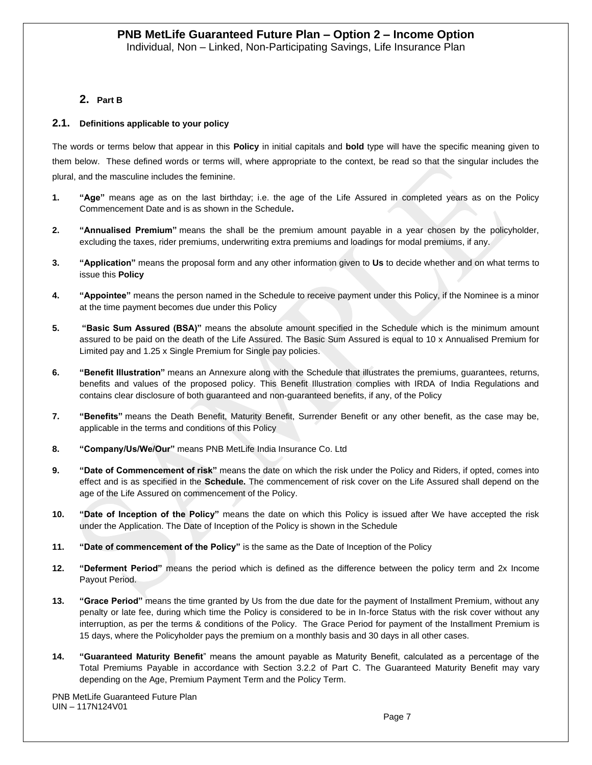## 2. Part B

### 2.1. Definitions applicable to your policy

The words or terms below that appear in this **Policy** in initial capitals and **bold** type will have the specific meaning given to them below. These defined words or terms will, where appropriate to the context, be read so that the singular includes the plural, and the masculine includes the feminine.

1. **"Age"** means age as on the last birthday; i.e. the age of the Life Assured in completed years as on the Policy Commencement Date and is as shown in the Schedule**.**
2. **"Annualised Premium"** means the shall be the premium amount payable in a year chosen by the policyholder, excluding the taxes, rider premiums, underwriting extra premiums and loadings for modal premiums, if any.
3. **"Application"** means the proposal form and any other information given to **Us** to decide whether and on what terms to issue this **Policy**
4. **"Appointee"** means the person named in the Schedule to receive payment under this Policy, if the Nominee is a minor at the time payment becomes due under this Policy
5. **"Basic Sum Assured (BSA)"** means the absolute amount specified in the Schedule which is the minimum amount assured to be paid on the death of the Life Assured. The Basic Sum Assured is equal to 10 x Annualised Premium for Limited pay and 1.25 x Single Premium for Single pay policies.
6. **"Benefit Illustration"** means an Annexure along with the Schedule that illustrates the premiums, guarantees, returns, benefits and values of the proposed policy. This Benefit Illustration complies with IRDA of India Regulations and contains clear disclosure of both guaranteed and non-guaranteed benefits, if any, of the Policy
7. **"Benefits"** means the Death Benefit, Maturity Benefit, Surrender Benefit or any other benefit, as the case may be, applicable in the terms and conditions of this Policy
8. **"Company/Us/We/Our"** means PNB MetLife India Insurance Co. Ltd
9. **"Date of Commencement of risk"** means the date on which the risk under the Policy and Riders, if opted, comes into effect and is as specified in the **Schedule.** The commencement of risk cover on the Life Assured shall depend on the age of the Life Assured on commencement of the Policy.
10. **"Date of Inception of the Policy"** means the date on which this Policy is issued after We have accepted the risk under the Application. The Date of Inception of the Policy is shown in the Schedule
11. **"Date of commencement of the Policy"** is the same as the Date of Inception of the Policy
12. **"Deferment Period"** means the period which is defined as the difference between the policy term and 2x Income Payout Period.
13. **"Grace Period"** means the time granted by Us from the due date for the payment of Installment Premium, without any penalty or late fee, during which time the Policy is considered to be in In-force Status with the risk cover without any interruption, as per the terms & conditions of the Policy. The Grace Period for payment of the Installment Premium is 15 days, where the Policyholder pays the premium on a monthly basis and 30 days in all other cases.
14. **"Guaranteed Maturity Benefit"** means the amount payable as Maturity Benefit, calculated as a percentage of the Total Premiums Payable in accordance with Section 3.2.2 of Part C. The Guaranteed Maturity Benefit may vary depending on the Age, Premium Payment Term and the Policy Term.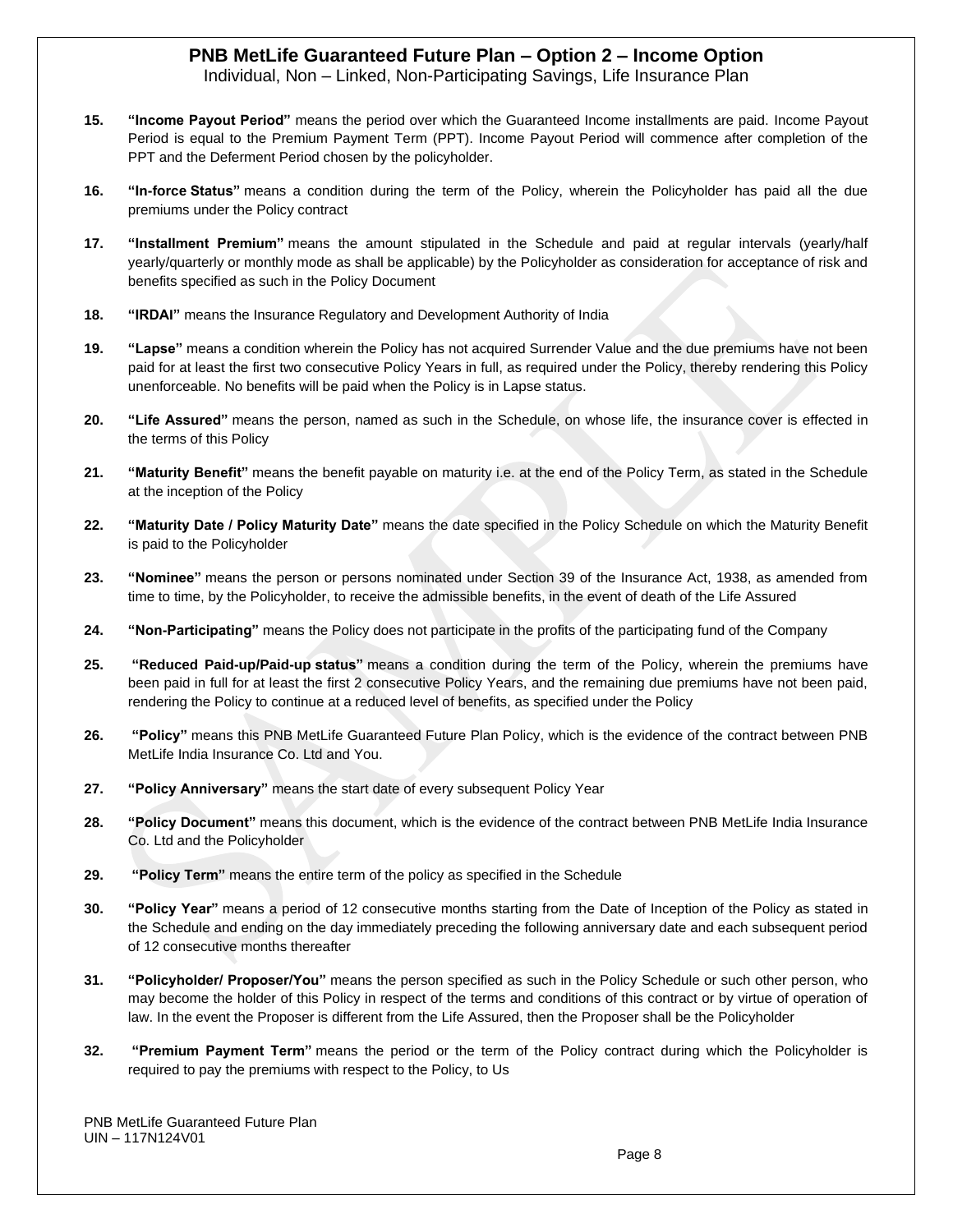15. **"Income Payout Period"** means the period over which the Guaranteed Income installments are paid. Income Payout Period is equal to the Premium Payment Term (PPT). Income Payout Period will commence after completion of the PPT and the Deferment Period chosen by the policyholder.

16. **"In-force Status"** means a condition during the term of the Policy, wherein the Policyholder has paid all the due premiums under the Policy contract

17. **"Installment Premium"** means the amount stipulated in the Schedule and paid at regular intervals (yearly/half yearly/quarterly or monthly mode as shall be applicable) by the Policyholder as consideration for acceptance of risk and benefits specified as such in the Policy Document

18. **"IRDAI"** means the Insurance Regulatory and Development Authority of India

19. **"Lapse"** means a condition wherein the Policy has not acquired Surrender Value and the due premiums have not been paid for at least the first two consecutive Policy Years in full, as required under the Policy, thereby rendering this Policy unenforceable. No benefits will be paid when the Policy is in Lapse status.

20. **"Life Assured"** means the person, named as such in the Schedule, on whose life, the insurance cover is effected in the terms of this Policy

21. **"Maturity Benefit"** means the benefit payable on maturity i.e. at the end of the Policy Term, as stated in the Schedule at the inception of the Policy

22. **"Maturity Date / Policy Maturity Date"** means the date specified in the Policy Schedule on which the Maturity Benefit is paid to the Policyholder

23. **"Nominee"** means the person or persons nominated under Section 39 of the Insurance Act, 1938, as amended from time to time, by the Policyholder, to receive the admissible benefits, in the event of death of the Life Assured

24. **"Non-Participating"** means the Policy does not participate in the profits of the participating fund of the Company

25. **"Reduced Paid-up/Paid-up status"** means a condition during the term of the Policy, wherein the premiums have been paid in full for at least the first 2 consecutive Policy Years, and the remaining due premiums have not been paid, rendering the Policy to continue at a reduced level of benefits, as specified under the Policy

26. **"Policy"** means this PNB MetLife Guaranteed Future Plan Policy, which is the evidence of the contract between PNB MetLife India Insurance Co. Ltd and You.

27. **"Policy Anniversary"** means the start date of every subsequent Policy Year

28. **"Policy Document"** means this document, which is the evidence of the contract between PNB MetLife India Insurance Co. Ltd and the Policyholder

29. **"Policy Term"** means the entire term of the policy as specified in the Schedule

30. **"Policy Year"** means a period of 12 consecutive months starting from the Date of Inception of the Policy as stated in the Schedule and ending on the day immediately preceding the following anniversary date and each subsequent period of 12 consecutive months thereafter

31. **"Policyholder/ Proposer/You"** means the person specified as such in the Policy Schedule or such other person, who may become the holder of this Policy in respect of the terms and conditions of this contract or by virtue of operation of law. In the event the Proposer is different from the Life Assured, then the Proposer shall be the Policyholder

32. **"Premium Payment Term"** means the period or the term of the Policy contract during which the Policyholder is required to pay the premiums with respect to the Policy, to Us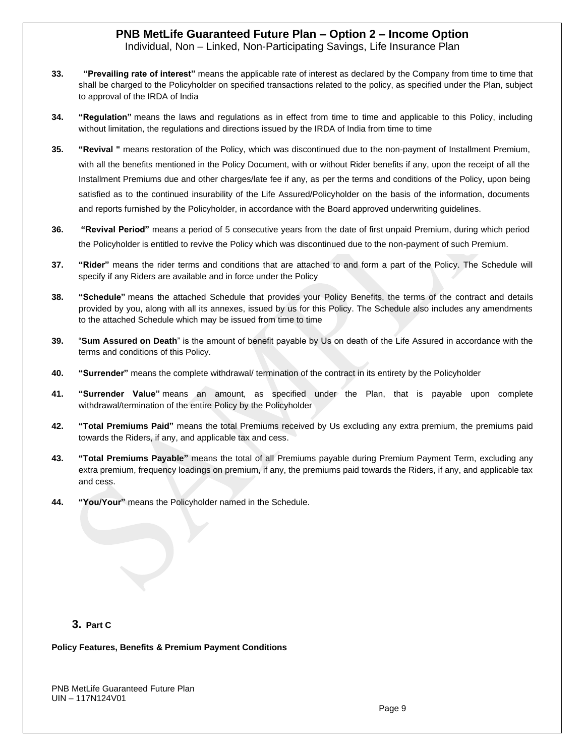33. **"Prevailing rate of interest"** means the applicable rate of interest as declared by the Company from time to time that shall be charged to the Policyholder on specified transactions related to the policy, as specified under the Plan, subject to approval of the IRDA of India

34. **"Regulation"** means the laws and regulations as in effect from time to time and applicable to this Policy, including without limitation, the regulations and directions issued by the IRDA of India from time to time

35. **"Revival "** means restoration of the Policy, which was discontinued due to the non-payment of Installment Premium, with all the benefits mentioned in the Policy Document, with or without Rider benefits if any, upon the receipt of all the Installment Premiums due and other charges/late fee if any, as per the terms and conditions of the Policy, upon being satisfied as to the continued insurability of the Life Assured/Policyholder on the basis of the information, documents and reports furnished by the Policyholder, in accordance with the Board approved underwriting guidelines.

36. **"Revival Period"** means a period of 5 consecutive years from the date of first unpaid Premium, during which period the Policyholder is entitled to revive the Policy which was discontinued due to the non-payment of such Premium.

37. **"Rider"** means the rider terms and conditions that are attached to and form a part of the Policy. The Schedule will specify if any Riders are available and in force under the Policy

38. **"Schedule"** means the attached Schedule that provides your Policy Benefits, the terms of the contract and details provided by you, along with all its annexes, issued by us for this Policy. The Schedule also includes any amendments to the attached Schedule which may be issued from time to time

39. "**Sum Assured on Death**" is the amount of benefit payable by Us on death of the Life Assured in accordance with the terms and conditions of this Policy.

40. **"Surrender"** means the complete withdrawal/ termination of the contract in its entirety by the Policyholder

41. **"Surrender Value"** means an amount, as specified under the Plan, that is payable upon complete withdrawal/termination of the entire Policy by the Policyholder

42. **"Total Premiums Paid"** means the total Premiums received by Us excluding any extra premium, the premiums paid towards the Riders, if any, and applicable tax and cess.

43. **"Total Premiums Payable"** means the total of all Premiums payable during Premium Payment Term, excluding any extra premium, frequency loadings on premium, if any, the premiums paid towards the Riders, if any, and applicable tax and cess.

44. **"You/Your"** means the Policyholder named in the Schedule.

## 3. Part C

**Policy Features, Benefits & Premium Payment Conditions**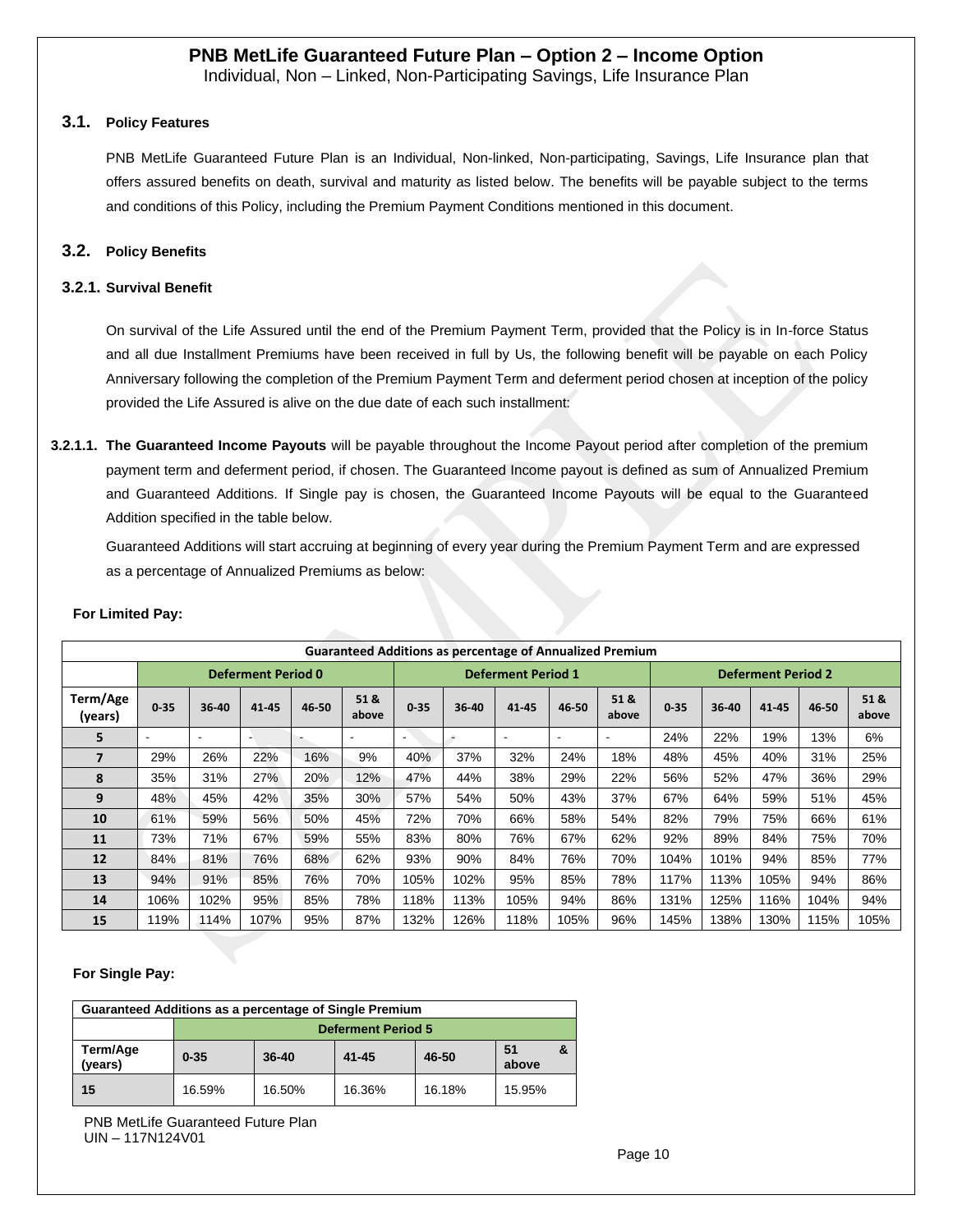# PNB MetLife Guaranteed Future Plan – Option 2 – Income Option

Individual, Non – Linked, Non-Participating Savings, Life Insurance Plan

## 3.1. Policy Features

PNB MetLife Guaranteed Future Plan is an Individual, Non-linked, Non-participating, Savings, Life Insurance plan that offers assured benefits on death, survival and maturity as listed below. The benefits will be payable subject to the terms and conditions of this Policy, including the Premium Payment Conditions mentioned in this document.

## 3.2. Policy Benefits

### 3.2.1. Survival Benefit

On survival of the Life Assured until the end of the Premium Payment Term, provided that the Policy is in In-force Status and all due Installment Premiums have been received in full by Us, the following benefit will be payable on each Policy Anniversary following the completion of the Premium Payment Term and deferment period chosen at inception of the policy provided the Life Assured is alive on the due date of each such installment:

**3.2.1.1. The Guaranteed Income Payouts** will be payable throughout the Income Payout period after completion of the premium payment term and deferment period, if chosen. The Guaranteed Income payout is defined as sum of Annualized Premium and Guaranteed Additions. If Single pay is chosen, the Guaranteed Income Payouts will be equal to the Guaranteed Addition specified in the table below.

Guaranteed Additions will start accruing at beginning of every year during the Premium Payment Term and are expressed as a percentage of Annualized Premiums as below:

**For Limited Pay:**

| Guaranteed Additions as percentage of Annualized Premium | | | | | | | | | | | | | | | |
|---|---|---|---|---|---|---|---|---|---|---|---|---|---|---|---|
| | Deferment Period 0 | | | | | Deferment Period 1 | | | | | Deferment Period 2 | | | | |
| Term/Age (years) | 0-35 | 36-40 | 41-45 | 46-50 | 51 & above | 0-35 | 36-40 | 41-45 | 46-50 | 51 & above | 0-35 | 36-40 | 41-45 | 46-50 | 51 & above |
| 5 | - | - | - | - | - | - | - | - | - | - | 24% | 22% | 19% | 13% | 6% |
| 7 | 29% | 26% | 22% | 16% | 9% | 40% | 37% | 32% | 24% | 18% | 48% | 45% | 40% | 31% | 25% |
| 8 | 35% | 31% | 27% | 20% | 12% | 47% | 44% | 38% | 29% | 22% | 56% | 52% | 47% | 36% | 29% |
| 9 | 48% | 45% | 42% | 35% | 30% | 57% | 54% | 50% | 43% | 37% | 67% | 64% | 59% | 51% | 45% |
| 10 | 61% | 59% | 56% | 50% | 45% | 72% | 70% | 66% | 58% | 54% | 82% | 79% | 75% | 66% | 61% |
| 11 | 73% | 71% | 67% | 59% | 55% | 83% | 80% | 76% | 67% | 62% | 92% | 89% | 84% | 75% | 70% |
| 12 | 84% | 81% | 76% | 68% | 62% | 93% | 90% | 84% | 76% | 70% | 104% | 101% | 94% | 85% | 77% |
| 13 | 94% | 91% | 85% | 76% | 70% | 105% | 102% | 95% | 85% | 78% | 117% | 113% | 105% | 94% | 86% |
| 14 | 106% | 102% | 95% | 85% | 78% | 118% | 113% | 105% | 94% | 86% | 131% | 125% | 116% | 104% | 94% |
| 15 | 119% | 114% | 107% | 95% | 87% | 132% | 126% | 118% | 105% | 96% | 145% | 138% | 130% | 115% | 105% |

**For Single Pay:**

| Guaranteed Additions as a percentage of Single Premium | | | | | |
|---|---|---|---|---|---|
| | Deferment Period 5 | | | | |
| Term/Age (years) | 0-35 | 36-40 | 41-45 | 46-50 | 51 & above |
| 15 | 16.59% | 16.50% | 16.36% | 16.18% | 15.95% |

PNB MetLife Guaranteed Future Plan
UIN – 117N124V01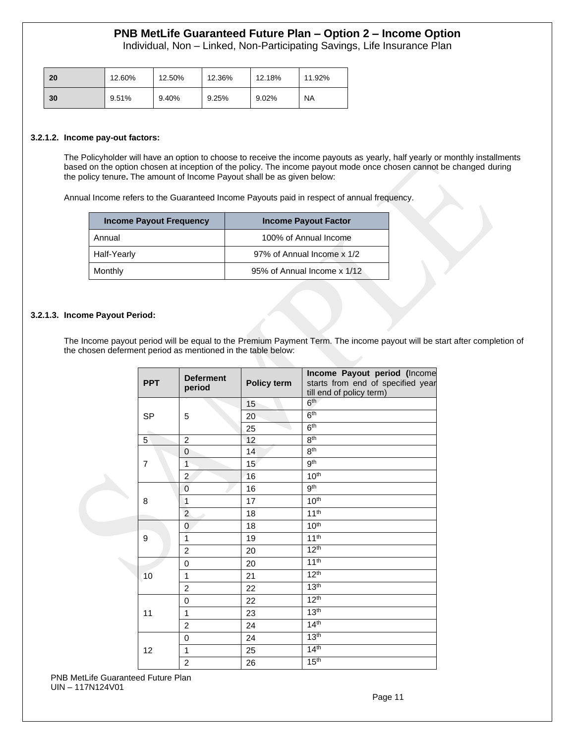| 20 | 12.60% | 12.50% | 12.36% | 12.18% | 11.92% |
|---|---|---|---|---|---|
| 30 | 9.51% | 9.40% | 9.25% | 9.02% | NA |

**3.2.1.2. Income pay-out factors:**

The Policyholder will have an option to choose to receive the income payouts as yearly, half yearly or monthly installments based on the option chosen at inception of the policy. The income payout mode once chosen cannot be changed during the policy tenure**.** The amount of Income Payout shall be as given below:

Annual Income refers to the Guaranteed Income Payouts paid in respect of annual frequency.

| Income Payout Frequency | Income Payout Factor |
|---|---|
| Annual | 100% of Annual Income |
| Half-Yearly | 97% of Annual Income x 1/2 |
| Monthly | 95% of Annual Income x 1/12 |

**3.2.1.3. Income Payout Period:**

The Income payout period will be equal to the Premium Payment Term. The income payout will be start after completion of the chosen deferment period as mentioned in the table below:

| PPT | Deferment period | Policy term | Income Payout period (Income starts from end of specified year till end of policy term) |
|---|---|---|---|
| SP | 5 | 15 | 6th |
| | | 20 | 6th |
| | | 25 | 6th |
| 5 | 2 | 12 | 8th |
| 7 | 0 | 14 | 8th |
| | 1 | 15 | 9th |
| | 2 | 16 | 10th |
| 8 | 0 | 16 | 9th |
| | 1 | 17 | 10th |
| | 2 | 18 | 11th |
| 9 | 0 | 18 | 10th |
| | 1 | 19 | 11th |
| | 2 | 20 | 12th |
| 10 | 0 | 20 | 11th |
| | 1 | 21 | 12th |
| | 2 | 22 | 13th |
| 11 | 0 | 22 | 12th |
| | 1 | 23 | 13th |
| | 2 | 24 | 14th |
| 12 | 0 | 24 | 13th |
| | 1 | 25 | 14th |
| | 2 | 26 | 15th |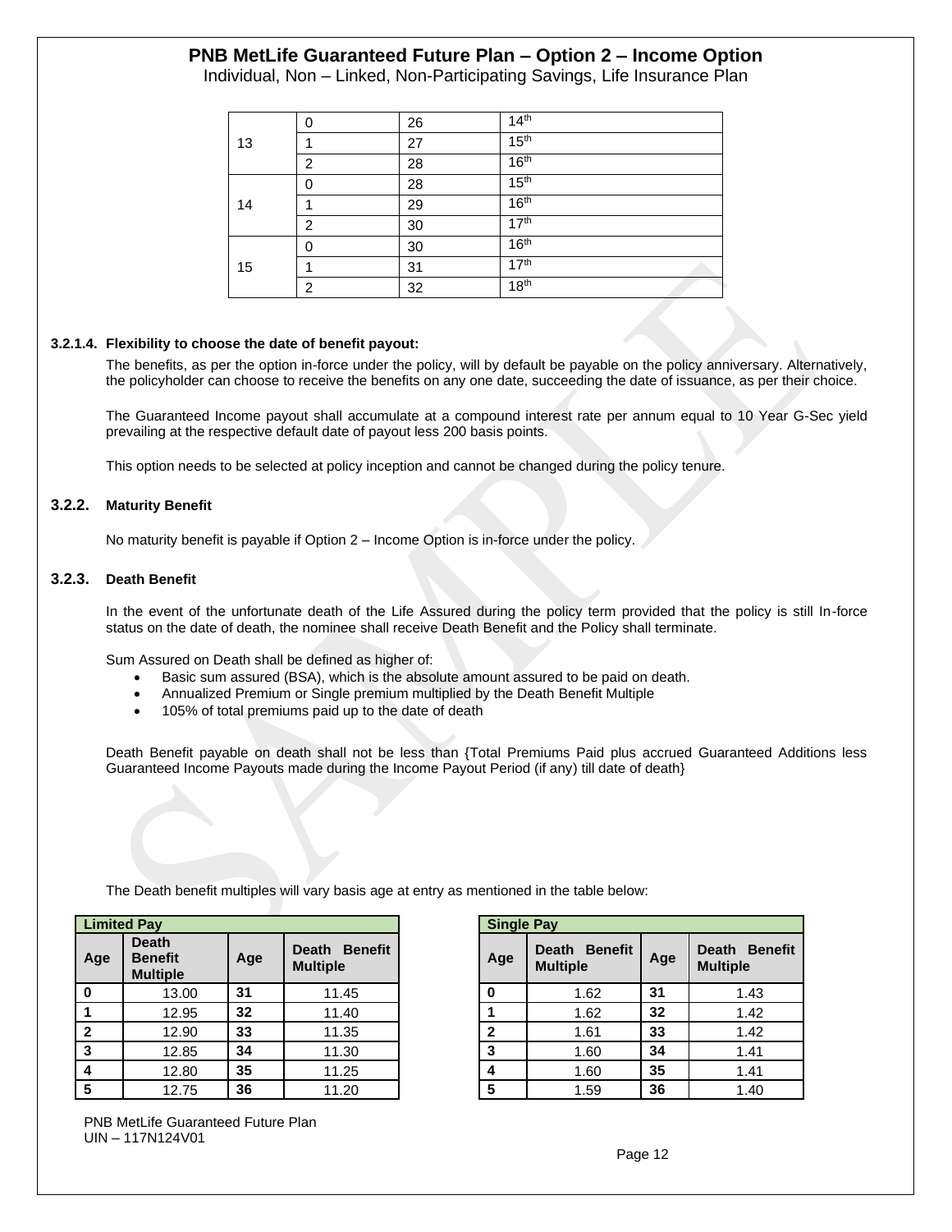| 13 | 0 | 26 | 14th |
|---|---|---|---|
| | 1 | 27 | 15th |
| | 2 | 28 | 16th |
| 14 | 0 | 28 | 15th |
| | 1 | 29 | 16th |
| | 2 | 30 | 17th |
| 15 | 0 | 30 | 16th |
| | 1 | 31 | 17th |
| | 2 | 32 | 18th |

#### 3.2.1.4. Flexibility to choose the date of benefit payout:

The benefits, as per the option in-force under the policy, will by default be payable on the policy anniversary. Alternatively, the policyholder can choose to receive the benefits on any one date, succeeding the date of issuance, as per their choice.

The Guaranteed Income payout shall accumulate at a compound interest rate per annum equal to 10 Year G-Sec yield prevailing at the respective default date of payout less 200 basis points.

This option needs to be selected at policy inception and cannot be changed during the policy tenure.

### 3.2.2. Maturity Benefit

No maturity benefit is payable if Option 2 – Income Option is in-force under the policy.

### 3.2.3. Death Benefit

In the event of the unfortunate death of the Life Assured during the policy term provided that the policy is still In-force status on the date of death, the nominee shall receive Death Benefit and the Policy shall terminate.

Sum Assured on Death shall be defined as higher of:

- Basic sum assured (BSA), which is the absolute amount assured to be paid on death.
- Annualized Premium or Single premium multiplied by the Death Benefit Multiple
- 105% of total premiums paid up to the date of death

Death Benefit payable on death shall not be less than {Total Premiums Paid plus accrued Guaranteed Additions less Guaranteed Income Payouts made during the Income Payout Period (if any) till date of death}

The Death benefit multiples will vary basis age at entry as mentioned in the table below:

**Limited Pay**

| Age | Death Benefit Multiple | Age | Death Benefit Multiple |
|---|---|---|---|
| 0 | 13.00 | 31 | 11.45 |
| 1 | 12.95 | 32 | 11.40 |
| 2 | 12.90 | 33 | 11.35 |
| 3 | 12.85 | 34 | 11.30 |
| 4 | 12.80 | 35 | 11.25 |
| 5 | 12.75 | 36 | 11.20 |

**Single Pay**

| Age | Death Benefit Multiple | Age | Death Benefit Multiple |
|---|---|---|---|
| 0 | 1.62 | 31 | 1.43 |
| 1 | 1.62 | 32 | 1.42 |
| 2 | 1.61 | 33 | 1.42 |
| 3 | 1.60 | 34 | 1.41 |
| 4 | 1.60 | 35 | 1.41 |
| 5 | 1.59 | 36 | 1.40 |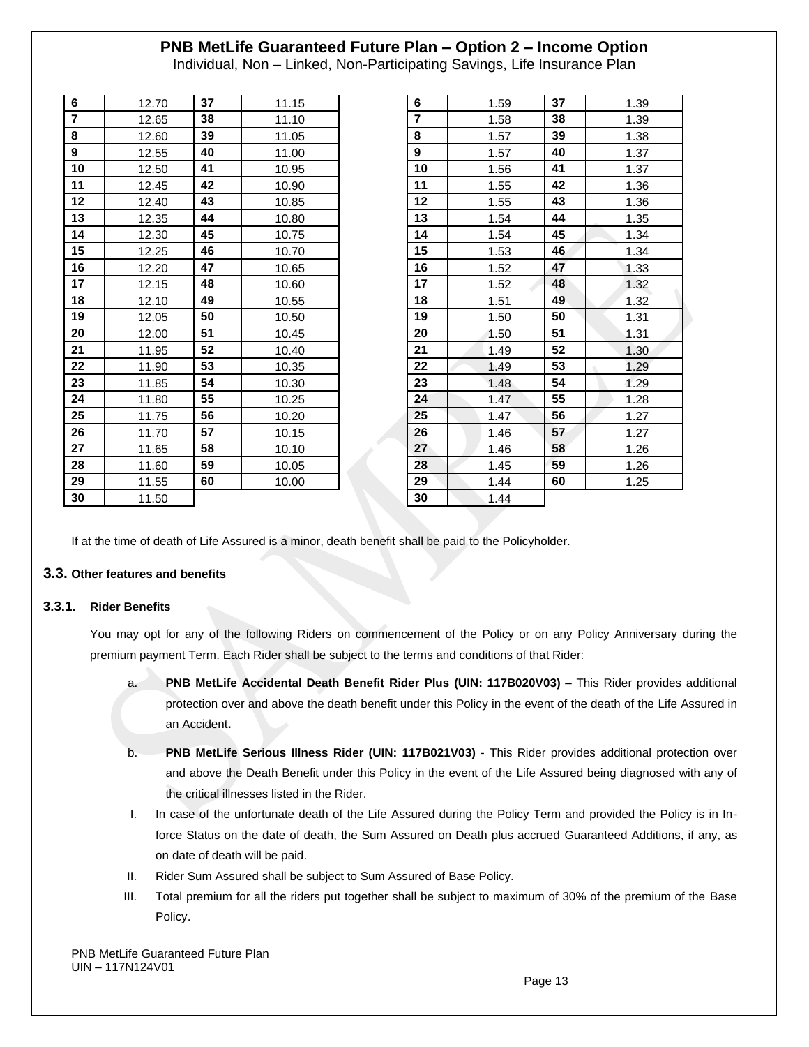| 6 | 12.70 | 37 | 11.15 |
|---|---|---|---|
| 7 | 12.65 | 38 | 11.10 |
| 8 | 12.60 | 39 | 11.05 |
| 9 | 12.55 | 40 | 11.00 |
| 10 | 12.50 | 41 | 10.95 |
| 11 | 12.45 | 42 | 10.90 |
| 12 | 12.40 | 43 | 10.85 |
| 13 | 12.35 | 44 | 10.80 |
| 14 | 12.30 | 45 | 10.75 |
| 15 | 12.25 | 46 | 10.70 |
| 16 | 12.20 | 47 | 10.65 |
| 17 | 12.15 | 48 | 10.60 |
| 18 | 12.10 | 49 | 10.55 |
| 19 | 12.05 | 50 | 10.50 |
| 20 | 12.00 | 51 | 10.45 |
| 21 | 11.95 | 52 | 10.40 |
| 22 | 11.90 | 53 | 10.35 |
| 23 | 11.85 | 54 | 10.30 |
| 24 | 11.80 | 55 | 10.25 |
| 25 | 11.75 | 56 | 10.20 |
| 26 | 11.70 | 57 | 10.15 |
| 27 | 11.65 | 58 | 10.10 |
| 28 | 11.60 | 59 | 10.05 |
| 29 | 11.55 | 60 | 10.00 |
| 30 | 11.50 | | |

| 6 | 1.59 | 37 | 1.39 |
|---|---|---|---|
| 7 | 1.58 | 38 | 1.39 |
| 8 | 1.57 | 39 | 1.38 |
| 9 | 1.57 | 40 | 1.37 |
| 10 | 1.56 | 41 | 1.37 |
| 11 | 1.55 | 42 | 1.36 |
| 12 | 1.55 | 43 | 1.36 |
| 13 | 1.54 | 44 | 1.35 |
| 14 | 1.54 | 45 | 1.34 |
| 15 | 1.53 | 46 | 1.34 |
| 16 | 1.52 | 47 | 1.33 |
| 17 | 1.52 | 48 | 1.32 |
| 18 | 1.51 | 49 | 1.32 |
| 19 | 1.50 | 50 | 1.31 |
| 20 | 1.50 | 51 | 1.31 |
| 21 | 1.49 | 52 | 1.30 |
| 22 | 1.49 | 53 | 1.29 |
| 23 | 1.48 | 54 | 1.29 |
| 24 | 1.47 | 55 | 1.28 |
| 25 | 1.47 | 56 | 1.27 |
| 26 | 1.46 | 57 | 1.27 |
| 27 | 1.46 | 58 | 1.26 |
| 28 | 1.45 | 59 | 1.26 |
| 29 | 1.44 | 60 | 1.25 |
| 30 | 1.44 | | |

If at the time of death of Life Assured is a minor, death benefit shall be paid to the Policyholder.

### 3.3. Other features and benefits

#### 3.3.1. Rider Benefits

You may opt for any of the following Riders on commencement of the Policy or on any Policy Anniversary during the premium payment Term. Each Rider shall be subject to the terms and conditions of that Rider:

a. **PNB MetLife Accidental Death Benefit Rider Plus (UIN: 117B020V03)** – This Rider provides additional protection over and above the death benefit under this Policy in the event of the death of the Life Assured in an Accident**.**

b. **PNB MetLife Serious Illness Rider (UIN: 117B021V03)** - This Rider provides additional protection over and above the Death Benefit under this Policy in the event of the Life Assured being diagnosed with any of the critical illnesses listed in the Rider.

I. In case of the unfortunate death of the Life Assured during the Policy Term and provided the Policy is in In-force Status on the date of death, the Sum Assured on Death plus accrued Guaranteed Additions, if any, as on date of death will be paid.

II. Rider Sum Assured shall be subject to Sum Assured of Base Policy.

III. Total premium for all the riders put together shall be subject to maximum of 30% of the premium of the Base Policy.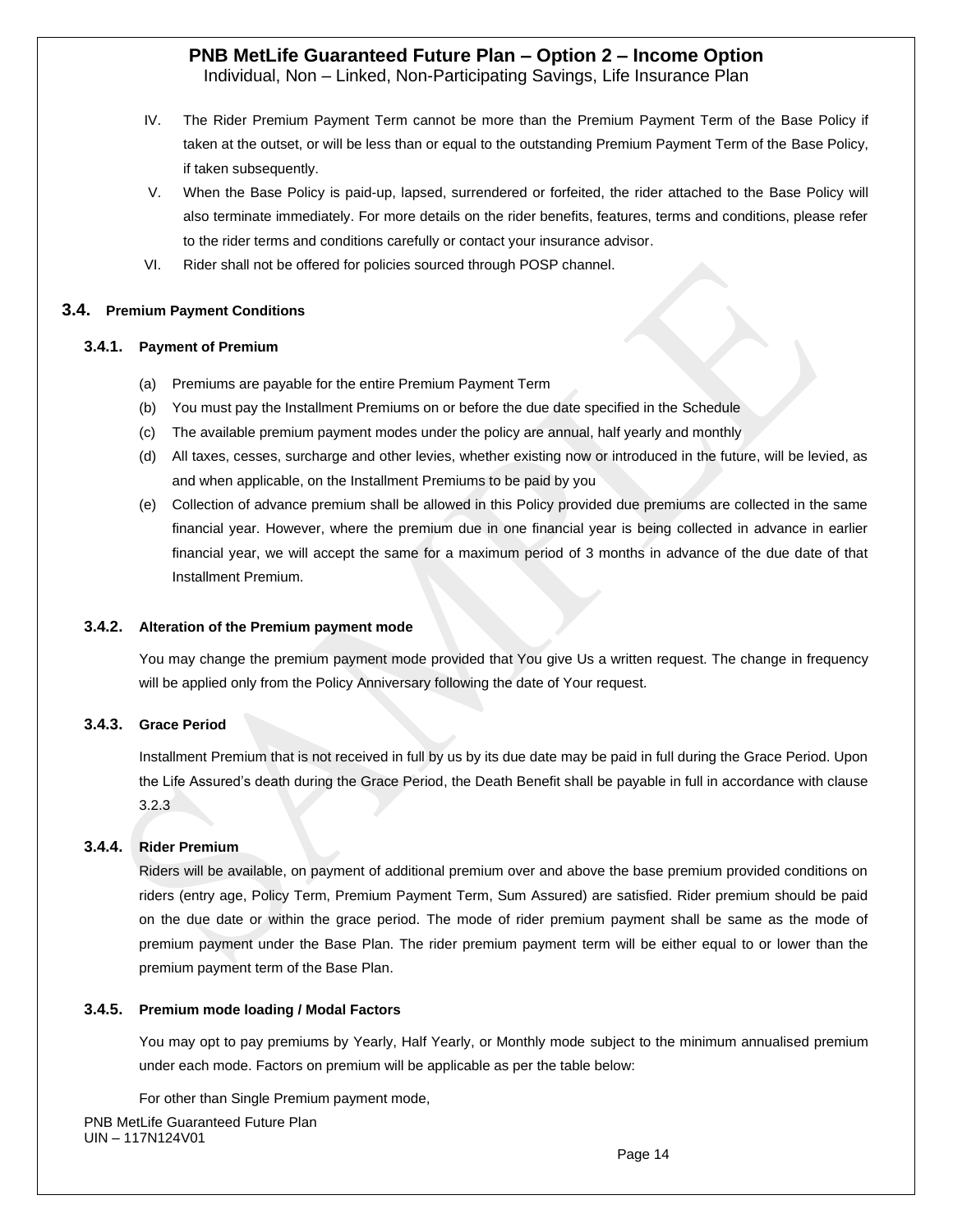IV. The Rider Premium Payment Term cannot be more than the Premium Payment Term of the Base Policy if taken at the outset, or will be less than or equal to the outstanding Premium Payment Term of the Base Policy, if taken subsequently.

V. When the Base Policy is paid-up, lapsed, surrendered or forfeited, the rider attached to the Base Policy will also terminate immediately. For more details on the rider benefits, features, terms and conditions, please refer to the rider terms and conditions carefully or contact your insurance advisor.

VI. Rider shall not be offered for policies sourced through POSP channel.

## 3.4. Premium Payment Conditions

### 3.4.1. Payment of Premium

(a) Premiums are payable for the entire Premium Payment Term

(b) You must pay the Installment Premiums on or before the due date specified in the Schedule

(c) The available premium payment modes under the policy are annual, half yearly and monthly

(d) All taxes, cesses, surcharge and other levies, whether existing now or introduced in the future, will be levied, as and when applicable, on the Installment Premiums to be paid by you

(e) Collection of advance premium shall be allowed in this Policy provided due premiums are collected in the same financial year. However, where the premium due in one financial year is being collected in advance in earlier financial year, we will accept the same for a maximum period of 3 months in advance of the due date of that Installment Premium.

### 3.4.2. Alteration of the Premium payment mode

You may change the premium payment mode provided that You give Us a written request. The change in frequency will be applied only from the Policy Anniversary following the date of Your request.

### 3.4.3. Grace Period

Installment Premium that is not received in full by us by its due date may be paid in full during the Grace Period. Upon the Life Assured's death during the Grace Period, the Death Benefit shall be payable in full in accordance with clause 3.2.3

### 3.4.4. Rider Premium

Riders will be available, on payment of additional premium over and above the base premium provided conditions on riders (entry age, Policy Term, Premium Payment Term, Sum Assured) are satisfied. Rider premium should be paid on the due date or within the grace period. The mode of rider premium payment shall be same as the mode of premium payment under the Base Plan. The rider premium payment term will be either equal to or lower than the premium payment term of the Base Plan.

### 3.4.5. Premium mode loading / Modal Factors

You may opt to pay premiums by Yearly, Half Yearly, or Monthly mode subject to the minimum annualised premium under each mode. Factors on premium will be applicable as per the table below:

For other than Single Premium payment mode,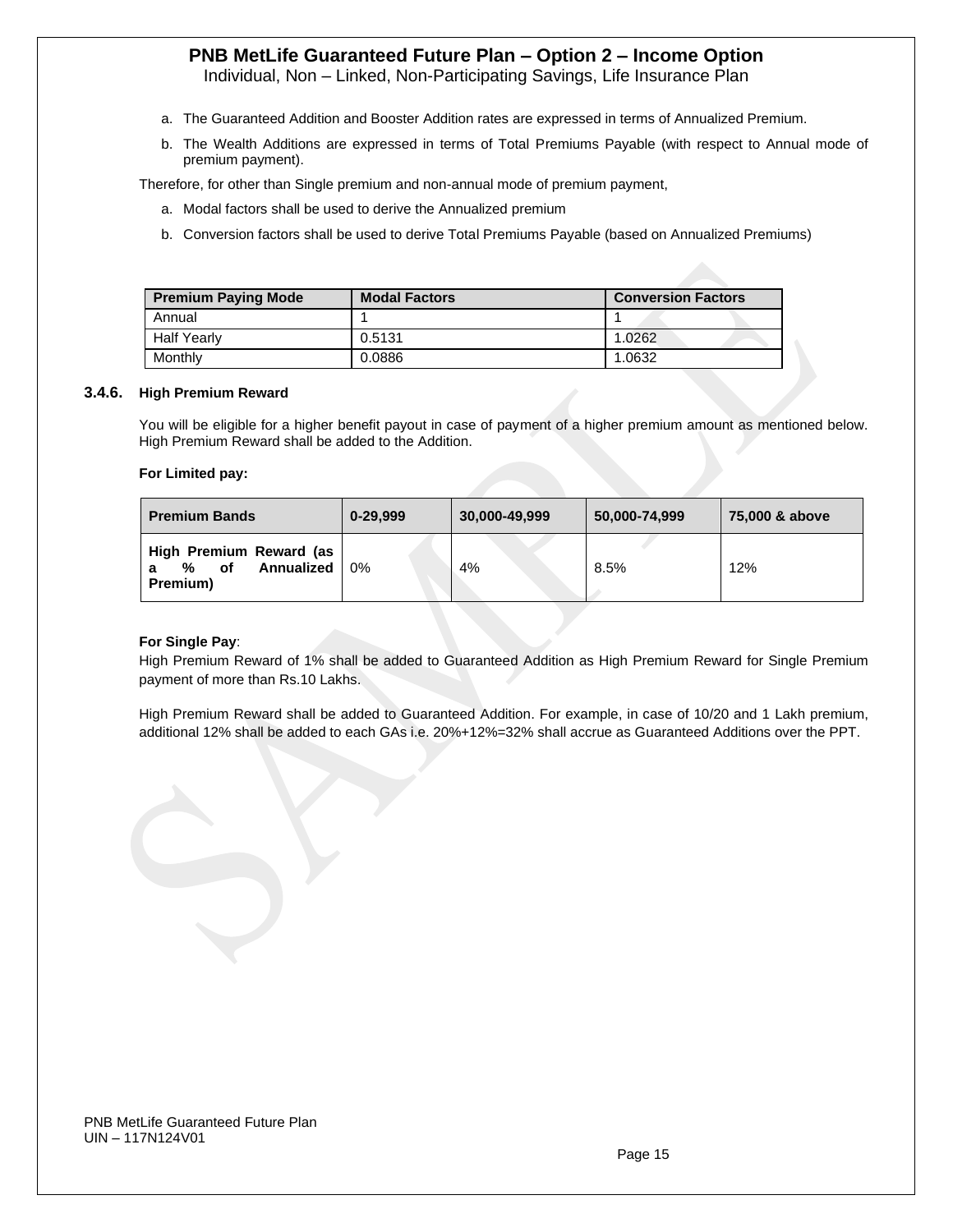a. The Guaranteed Addition and Booster Addition rates are expressed in terms of Annualized Premium.
b. The Wealth Additions are expressed in terms of Total Premiums Payable (with respect to Annual mode of premium payment).

Therefore, for other than Single premium and non-annual mode of premium payment,

a. Modal factors shall be used to derive the Annualized premium
b. Conversion factors shall be used to derive Total Premiums Payable (based on Annualized Premiums)

| Premium Paying Mode | Modal Factors | Conversion Factors |
|---|---|---|
| Annual | 1 | 1 |
| Half Yearly | 0.5131 | 1.0262 |
| Monthly | 0.0886 | 1.0632 |

### 3.4.6. High Premium Reward

You will be eligible for a higher benefit payout in case of payment of a higher premium amount as mentioned below. High Premium Reward shall be added to the Addition.

**For Limited pay:**

| Premium Bands | 0-29,999 | 30,000-49,999 | 50,000-74,999 | 75,000 & above |
|---|---|---|---|---|
| **High Premium Reward (as a % of Annualized Premium)** | 0% | 4% | 8.5% | 12% |

**For Single Pay**:
High Premium Reward of 1% shall be added to Guaranteed Addition as High Premium Reward for Single Premium payment of more than Rs.10 Lakhs.

High Premium Reward shall be added to Guaranteed Addition. For example, in case of 10/20 and 1 Lakh premium, additional 12% shall be added to each GAs i.e. 20%+12%=32% shall accrue as Guaranteed Additions over the PPT.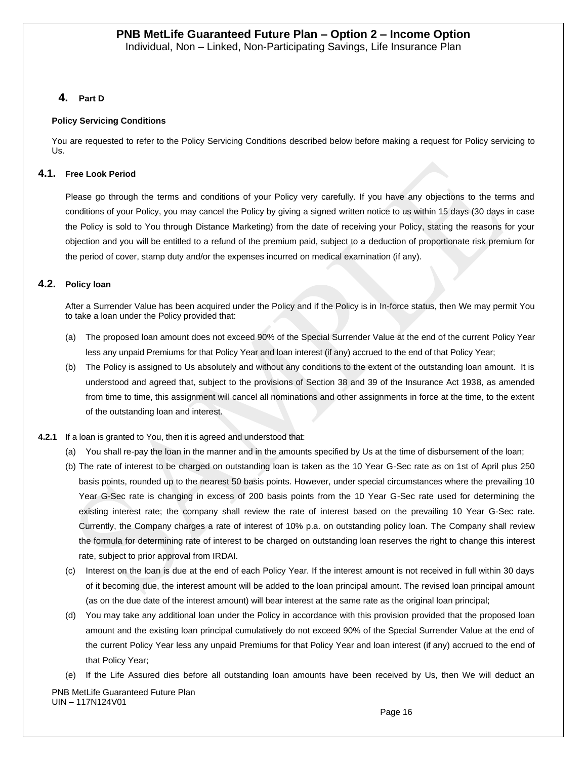## 4. Part D

**Policy Servicing Conditions**

You are requested to refer to the Policy Servicing Conditions described below before making a request for Policy servicing to Us.

### 4.1. Free Look Period

Please go through the terms and conditions of your Policy very carefully. If you have any objections to the terms and conditions of your Policy, you may cancel the Policy by giving a signed written notice to us within 15 days (30 days in case the Policy is sold to You through Distance Marketing) from the date of receiving your Policy, stating the reasons for your objection and you will be entitled to a refund of the premium paid, subject to a deduction of proportionate risk premium for the period of cover, stamp duty and/or the expenses incurred on medical examination (if any).

### 4.2. Policy loan

After a Surrender Value has been acquired under the Policy and if the Policy is in In-force status, then We may permit You to take a loan under the Policy provided that:

(a) The proposed loan amount does not exceed 90% of the Special Surrender Value at the end of the current Policy Year less any unpaid Premiums for that Policy Year and loan interest (if any) accrued to the end of that Policy Year;

(b) The Policy is assigned to Us absolutely and without any conditions to the extent of the outstanding loan amount. It is understood and agreed that, subject to the provisions of Section 38 and 39 of the Insurance Act 1938, as amended from time to time, this assignment will cancel all nominations and other assignments in force at the time, to the extent of the outstanding loan and interest.

**4.2.1** If a loan is granted to You, then it is agreed and understood that:

(a) You shall re-pay the loan in the manner and in the amounts specified by Us at the time of disbursement of the loan;

(b) The rate of interest to be charged on outstanding loan is taken as the 10 Year G-Sec rate as on 1st of April plus 250 basis points, rounded up to the nearest 50 basis points. However, under special circumstances where the prevailing 10 Year G-Sec rate is changing in excess of 200 basis points from the 10 Year G-Sec rate used for determining the existing interest rate; the company shall review the rate of interest based on the prevailing 10 Year G-Sec rate. Currently, the Company charges a rate of interest of 10% p.a. on outstanding policy loan. The Company shall review the formula for determining rate of interest to be charged on outstanding loan reserves the right to change this interest rate, subject to prior approval from IRDAI.

(c) Interest on the loan is due at the end of each Policy Year. If the interest amount is not received in full within 30 days of it becoming due, the interest amount will be added to the loan principal amount. The revised loan principal amount (as on the due date of the interest amount) will bear interest at the same rate as the original loan principal;

(d) You may take any additional loan under the Policy in accordance with this provision provided that the proposed loan amount and the existing loan principal cumulatively do not exceed 90% of the Special Surrender Value at the end of the current Policy Year less any unpaid Premiums for that Policy Year and loan interest (if any) accrued to the end of that Policy Year;

(e) If the Life Assured dies before all outstanding loan amounts have been received by Us, then We will deduct an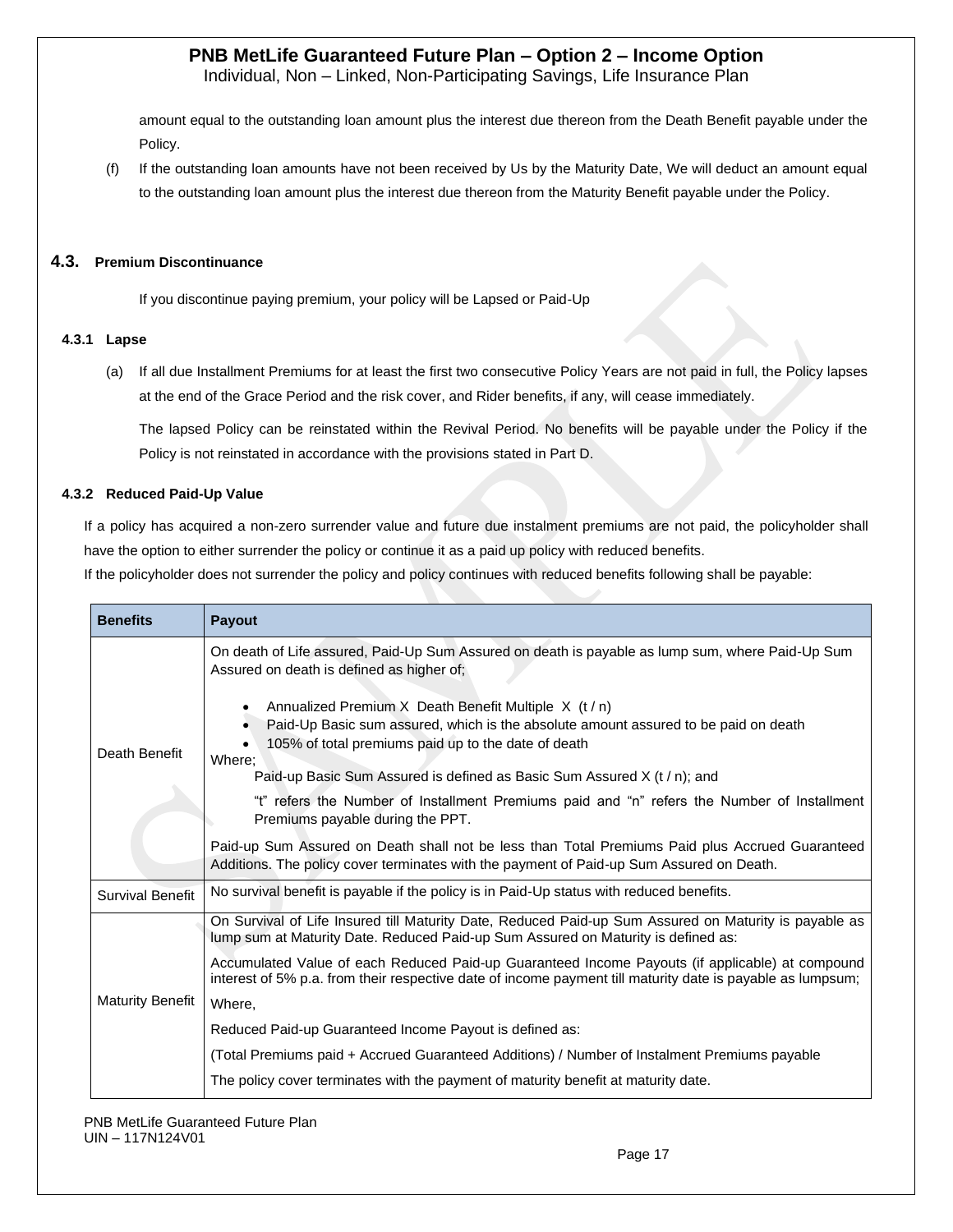amount equal to the outstanding loan amount plus the interest due thereon from the Death Benefit payable under the Policy.

(f) If the outstanding loan amounts have not been received by Us by the Maturity Date, We will deduct an amount equal to the outstanding loan amount plus the interest due thereon from the Maturity Benefit payable under the Policy.

## 4.3. Premium Discontinuance

If you discontinue paying premium, your policy will be Lapsed or Paid-Up

### 4.3.1 Lapse

(a) If all due Installment Premiums for at least the first two consecutive Policy Years are not paid in full, the Policy lapses at the end of the Grace Period and the risk cover, and Rider benefits, if any, will cease immediately.

The lapsed Policy can be reinstated within the Revival Period. No benefits will be payable under the Policy if the Policy is not reinstated in accordance with the provisions stated in Part D.

### 4.3.2 Reduced Paid-Up Value

If a policy has acquired a non-zero surrender value and future due instalment premiums are not paid, the policyholder shall have the option to either surrender the policy or continue it as a paid up policy with reduced benefits.
If the policyholder does not surrender the policy and policy continues with reduced benefits following shall be payable:

| Benefits | Payout |
|---|---|
| Death Benefit | On death of Life assured, Paid-Up Sum Assured on death is payable as lump sum, where Paid-Up Sum Assured on death is defined as higher of;<br><br>• Annualized Premium X Death Benefit Multiple X (t / n)<br>• Paid-Up Basic sum assured, which is the absolute amount assured to be paid on death<br>• 105% of total premiums paid up to the date of death<br><br>Where;<br>Paid-up Basic Sum Assured is defined as Basic Sum Assured X (t / n); and<br>"t" refers the Number of Installment Premiums paid and "n" refers the Number of Installment Premiums payable during the PPT.<br><br>Paid-up Sum Assured on Death shall not be less than Total Premiums Paid plus Accrued Guaranteed Additions. The policy cover terminates with the payment of Paid-up Sum Assured on Death. |
| Survival Benefit | No survival benefit is payable if the policy is in Paid-Up status with reduced benefits. |
| Maturity Benefit | On Survival of Life Insured till Maturity Date, Reduced Paid-up Sum Assured on Maturity is payable as lump sum at Maturity Date. Reduced Paid-up Sum Assured on Maturity is defined as:<br><br>Accumulated Value of each Reduced Paid-up Guaranteed Income Payouts (if applicable) at compound interest of 5% p.a. from their respective date of income payment till maturity date is payable as lumpsum;<br><br>Where,<br><br>Reduced Paid-up Guaranteed Income Payout is defined as:<br><br>(Total Premiums paid + Accrued Guaranteed Additions) / Number of Instalment Premiums payable<br><br>The policy cover terminates with the payment of maturity benefit at maturity date. |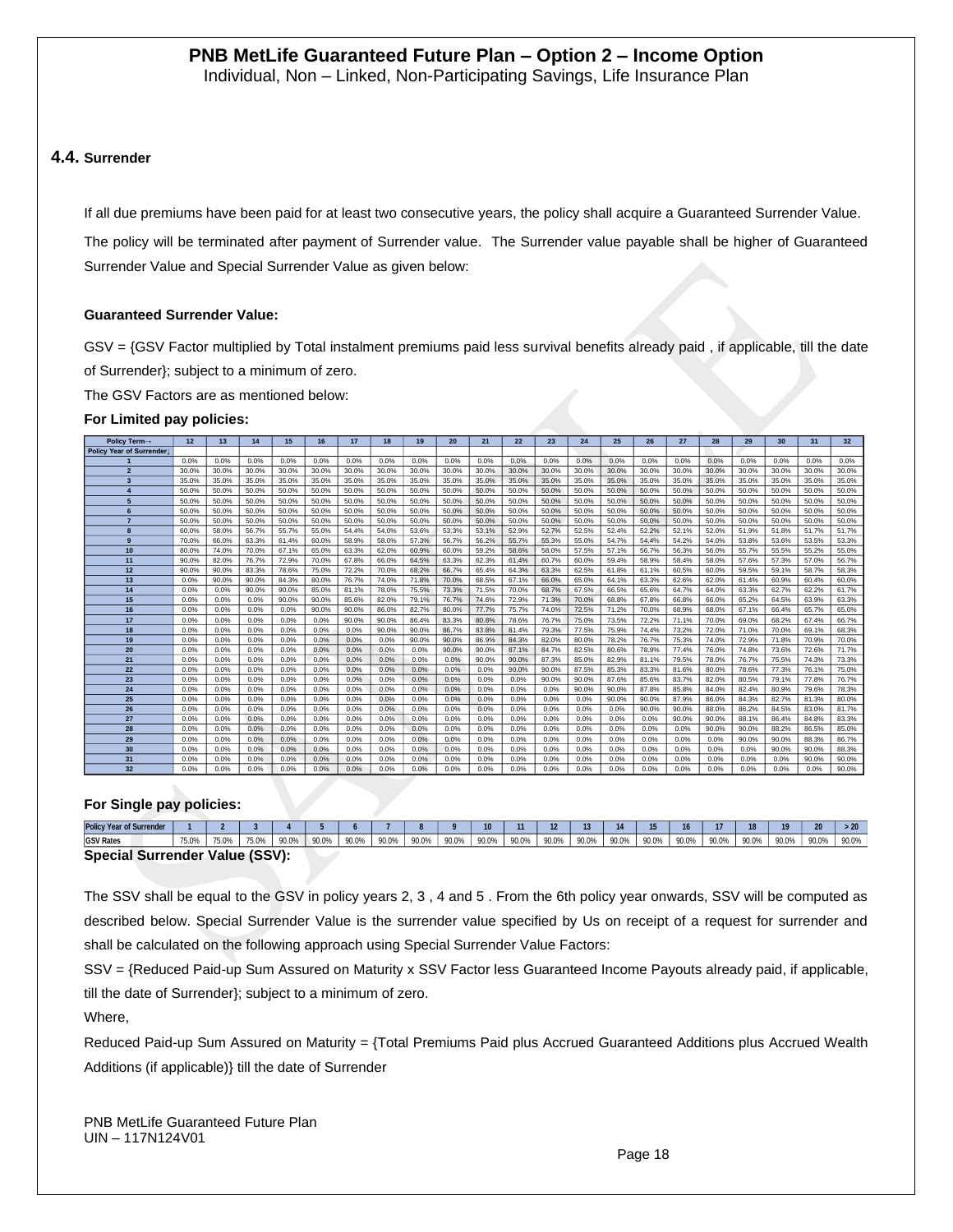### 4.4. Surrender

If all due premiums have been paid for at least two consecutive years, the policy shall acquire a Guaranteed Surrender Value.

The policy will be terminated after payment of Surrender value. The Surrender value payable shall be higher of Guaranteed Surrender Value and Special Surrender Value as given below:

**Guaranteed Surrender Value:**

GSV = {GSV Factor multiplied by Total instalment premiums paid less survival benefits already paid , if applicable, till the date of Surrender}; subject to a minimum of zero.

The GSV Factors are as mentioned below:

**For Limited pay policies:**

| Policy Term→ / Policy Year of Surrender↓ | 12 | 13 | 14 | 15 | 16 | 17 | 18 | 19 | 20 | 21 | 22 | 23 | 24 | 25 | 26 | 27 | 28 | 29 | 30 | 31 | 32 |
|---|---|---|---|---|---|---|---|---|---|---|---|---|---|---|---|---|---|---|---|---|---|
| 1 | 0.0% | 0.0% | 0.0% | 0.0% | 0.0% | 0.0% | 0.0% | 0.0% | 0.0% | 0.0% | 0.0% | 0.0% | 0.0% | 0.0% | 0.0% | 0.0% | 0.0% | 0.0% | 0.0% | 0.0% | 0.0% |
| 2 | 30.0% | 30.0% | 30.0% | 30.0% | 30.0% | 30.0% | 30.0% | 30.0% | 30.0% | 30.0% | 30.0% | 30.0% | 30.0% | 30.0% | 30.0% | 30.0% | 30.0% | 30.0% | 30.0% | 30.0% | 30.0% |
| 3 | 35.0% | 35.0% | 35.0% | 35.0% | 35.0% | 35.0% | 35.0% | 35.0% | 35.0% | 35.0% | 35.0% | 35.0% | 35.0% | 35.0% | 35.0% | 35.0% | 35.0% | 35.0% | 35.0% | 35.0% | 35.0% |
| 4 | 50.0% | 50.0% | 50.0% | 50.0% | 50.0% | 50.0% | 50.0% | 50.0% | 50.0% | 50.0% | 50.0% | 50.0% | 50.0% | 50.0% | 50.0% | 50.0% | 50.0% | 50.0% | 50.0% | 50.0% | 50.0% |
| 5 | 50.0% | 50.0% | 50.0% | 50.0% | 50.0% | 50.0% | 50.0% | 50.0% | 50.0% | 50.0% | 50.0% | 50.0% | 50.0% | 50.0% | 50.0% | 50.0% | 50.0% | 50.0% | 50.0% | 50.0% | 50.0% |
| 6 | 50.0% | 50.0% | 50.0% | 50.0% | 50.0% | 50.0% | 50.0% | 50.0% | 50.0% | 50.0% | 50.0% | 50.0% | 50.0% | 50.0% | 50.0% | 50.0% | 50.0% | 50.0% | 50.0% | 50.0% | 50.0% |
| 7 | 50.0% | 50.0% | 50.0% | 50.0% | 50.0% | 50.0% | 50.0% | 50.0% | 50.0% | 50.0% | 50.0% | 50.0% | 50.0% | 50.0% | 50.0% | 50.0% | 50.0% | 50.0% | 50.0% | 50.0% | 50.0% |
| 8 | 60.0% | 58.0% | 56.7% | 55.7% | 55.0% | 54.4% | 54.0% | 53.6% | 53.3% | 53.1% | 52.9% | 52.7% | 52.5% | 52.4% | 52.2% | 52.1% | 52.0% | 51.9% | 51.8% | 51.7% | 51.7% |
| 9 | 70.0% | 66.0% | 63.3% | 61.4% | 60.0% | 58.9% | 58.0% | 57.3% | 56.7% | 56.2% | 55.7% | 55.3% | 55.0% | 54.7% | 54.4% | 54.2% | 54.0% | 53.8% | 53.6% | 53.5% | 53.3% |
| 10 | 80.0% | 74.0% | 70.0% | 67.1% | 65.0% | 63.3% | 62.0% | 60.9% | 60.0% | 59.2% | 58.6% | 58.0% | 57.5% | 57.1% | 56.7% | 56.3% | 56.0% | 55.7% | 55.5% | 55.2% | 55.0% |
| 11 | 90.0% | 82.0% | 76.7% | 72.9% | 70.0% | 67.8% | 66.0% | 64.5% | 63.3% | 62.3% | 61.4% | 60.7% | 60.0% | 59.4% | 58.9% | 58.4% | 58.0% | 57.6% | 57.3% | 57.0% | 56.7% |
| 12 | 90.0% | 90.0% | 83.3% | 78.6% | 75.0% | 72.2% | 70.0% | 68.2% | 66.7% | 65.4% | 64.3% | 63.3% | 62.5% | 61.8% | 61.1% | 60.5% | 60.0% | 59.5% | 59.1% | 58.7% | 58.3% |
| 13 | 0.0% | 90.0% | 90.0% | 84.3% | 80.0% | 76.7% | 74.0% | 71.8% | 70.0% | 68.5% | 67.1% | 66.0% | 65.0% | 64.1% | 63.3% | 62.6% | 62.0% | 61.4% | 60.9% | 60.4% | 60.0% |
| 14 | 0.0% | 0.0% | 90.0% | 90.0% | 85.0% | 81.1% | 78.0% | 75.5% | 73.3% | 71.5% | 70.0% | 68.7% | 67.5% | 66.5% | 65.6% | 64.7% | 64.0% | 63.3% | 62.7% | 62.2% | 61.7% |
| 15 | 0.0% | 0.0% | 0.0% | 90.0% | 90.0% | 85.6% | 82.0% | 79.1% | 76.7% | 74.6% | 72.9% | 71.3% | 70.0% | 68.8% | 67.8% | 66.8% | 66.0% | 65.2% | 64.5% | 63.9% | 63.3% |
| 16 | 0.0% | 0.0% | 0.0% | 0.0% | 90.0% | 90.0% | 86.0% | 82.7% | 80.0% | 77.7% | 75.7% | 74.0% | 72.5% | 71.2% | 70.0% | 68.9% | 68.0% | 67.1% | 66.4% | 65.7% | 65.0% |
| 17 | 0.0% | 0.0% | 0.0% | 0.0% | 0.0% | 90.0% | 90.0% | 86.4% | 83.3% | 80.8% | 78.6% | 76.7% | 75.0% | 73.5% | 72.2% | 71.1% | 70.0% | 69.0% | 68.2% | 67.4% | 66.7% |
| 18 | 0.0% | 0.0% | 0.0% | 0.0% | 0.0% | 0.0% | 90.0% | 90.0% | 86.7% | 83.8% | 81.4% | 79.3% | 77.5% | 75.9% | 74.4% | 73.2% | 72.0% | 71.0% | 70.0% | 69.1% | 68.3% |
| 19 | 0.0% | 0.0% | 0.0% | 0.0% | 0.0% | 0.0% | 0.0% | 90.0% | 90.0% | 86.9% | 84.3% | 82.0% | 80.0% | 78.2% | 76.7% | 75.3% | 74.0% | 72.9% | 71.8% | 70.9% | 70.0% |
| 20 | 0.0% | 0.0% | 0.0% | 0.0% | 0.0% | 0.0% | 0.0% | 0.0% | 90.0% | 90.0% | 87.1% | 84.7% | 82.5% | 80.6% | 78.9% | 77.4% | 76.0% | 74.8% | 73.6% | 72.6% | 71.7% |
| 21 | 0.0% | 0.0% | 0.0% | 0.0% | 0.0% | 0.0% | 0.0% | 0.0% | 0.0% | 90.0% | 90.0% | 87.3% | 85.0% | 82.9% | 81.1% | 79.5% | 78.0% | 76.7% | 75.5% | 74.3% | 73.3% |
| 22 | 0.0% | 0.0% | 0.0% | 0.0% | 0.0% | 0.0% | 0.0% | 0.0% | 0.0% | 0.0% | 90.0% | 90.0% | 87.5% | 85.3% | 83.3% | 81.6% | 80.0% | 78.6% | 77.3% | 76.1% | 75.0% |
| 23 | 0.0% | 0.0% | 0.0% | 0.0% | 0.0% | 0.0% | 0.0% | 0.0% | 0.0% | 0.0% | 0.0% | 90.0% | 90.0% | 87.6% | 85.6% | 83.7% | 82.0% | 80.5% | 79.1% | 77.8% | 76.7% |
| 24 | 0.0% | 0.0% | 0.0% | 0.0% | 0.0% | 0.0% | 0.0% | 0.0% | 0.0% | 0.0% | 0.0% | 0.0% | 90.0% | 90.0% | 87.8% | 85.8% | 84.0% | 82.4% | 80.9% | 79.6% | 78.3% |
| 25 | 0.0% | 0.0% | 0.0% | 0.0% | 0.0% | 0.0% | 0.0% | 0.0% | 0.0% | 0.0% | 0.0% | 0.0% | 0.0% | 90.0% | 90.0% | 87.9% | 86.0% | 84.3% | 82.7% | 81.3% | 80.0% |
| 26 | 0.0% | 0.0% | 0.0% | 0.0% | 0.0% | 0.0% | 0.0% | 0.0% | 0.0% | 0.0% | 0.0% | 0.0% | 0.0% | 0.0% | 90.0% | 90.0% | 88.0% | 86.2% | 84.5% | 83.0% | 81.7% |
| 27 | 0.0% | 0.0% | 0.0% | 0.0% | 0.0% | 0.0% | 0.0% | 0.0% | 0.0% | 0.0% | 0.0% | 0.0% | 0.0% | 0.0% | 0.0% | 90.0% | 90.0% | 88.1% | 86.4% | 84.8% | 83.3% |
| 28 | 0.0% | 0.0% | 0.0% | 0.0% | 0.0% | 0.0% | 0.0% | 0.0% | 0.0% | 0.0% | 0.0% | 0.0% | 0.0% | 0.0% | 0.0% | 0.0% | 90.0% | 90.0% | 88.2% | 86.5% | 85.0% |
| 29 | 0.0% | 0.0% | 0.0% | 0.0% | 0.0% | 0.0% | 0.0% | 0.0% | 0.0% | 0.0% | 0.0% | 0.0% | 0.0% | 0.0% | 0.0% | 0.0% | 0.0% | 90.0% | 90.0% | 88.3% | 86.7% |
| 30 | 0.0% | 0.0% | 0.0% | 0.0% | 0.0% | 0.0% | 0.0% | 0.0% | 0.0% | 0.0% | 0.0% | 0.0% | 0.0% | 0.0% | 0.0% | 0.0% | 0.0% | 0.0% | 90.0% | 90.0% | 88.3% |
| 31 | 0.0% | 0.0% | 0.0% | 0.0% | 0.0% | 0.0% | 0.0% | 0.0% | 0.0% | 0.0% | 0.0% | 0.0% | 0.0% | 0.0% | 0.0% | 0.0% | 0.0% | 0.0% | 0.0% | 90.0% | 90.0% |
| 32 | 0.0% | 0.0% | 0.0% | 0.0% | 0.0% | 0.0% | 0.0% | 0.0% | 0.0% | 0.0% | 0.0% | 0.0% | 0.0% | 0.0% | 0.0% | 0.0% | 0.0% | 0.0% | 0.0% | 0.0% | 90.0% |

**For Single pay policies:**

| Policy Year of Surrender | 1 | 2 | 3 | 4 | 5 | 6 | 7 | 8 | 9 | 10 | 11 | 12 | 13 | 14 | 15 | 16 | 17 | 18 | 19 | 20 | > 20 |
|---|---|---|---|---|---|---|---|---|---|---|---|---|---|---|---|---|---|---|---|---|---|
| GSV Rates | 75.0% | 75.0% | 75.0% | 90.0% | 90.0% | 90.0% | 90.0% | 90.0% | 90.0% | 90.0% | 90.0% | 90.0% | 90.0% | 90.0% | 90.0% | 90.0% | 90.0% | 90.0% | 90.0% | 90.0% | 90.0% |

**Special Surrender Value (SSV):**

The SSV shall be equal to the GSV in policy years 2, 3 , 4 and 5 . From the 6th policy year onwards, SSV will be computed as described below. Special Surrender Value is the surrender value specified by Us on receipt of a request for surrender and shall be calculated on the following approach using Special Surrender Value Factors:

SSV = {Reduced Paid-up Sum Assured on Maturity x SSV Factor less Guaranteed Income Payouts already paid, if applicable, till the date of Surrender}; subject to a minimum of zero.

Where,

Reduced Paid-up Sum Assured on Maturity = {Total Premiums Paid plus Accrued Guaranteed Additions plus Accrued Wealth Additions (if applicable)} till the date of Surrender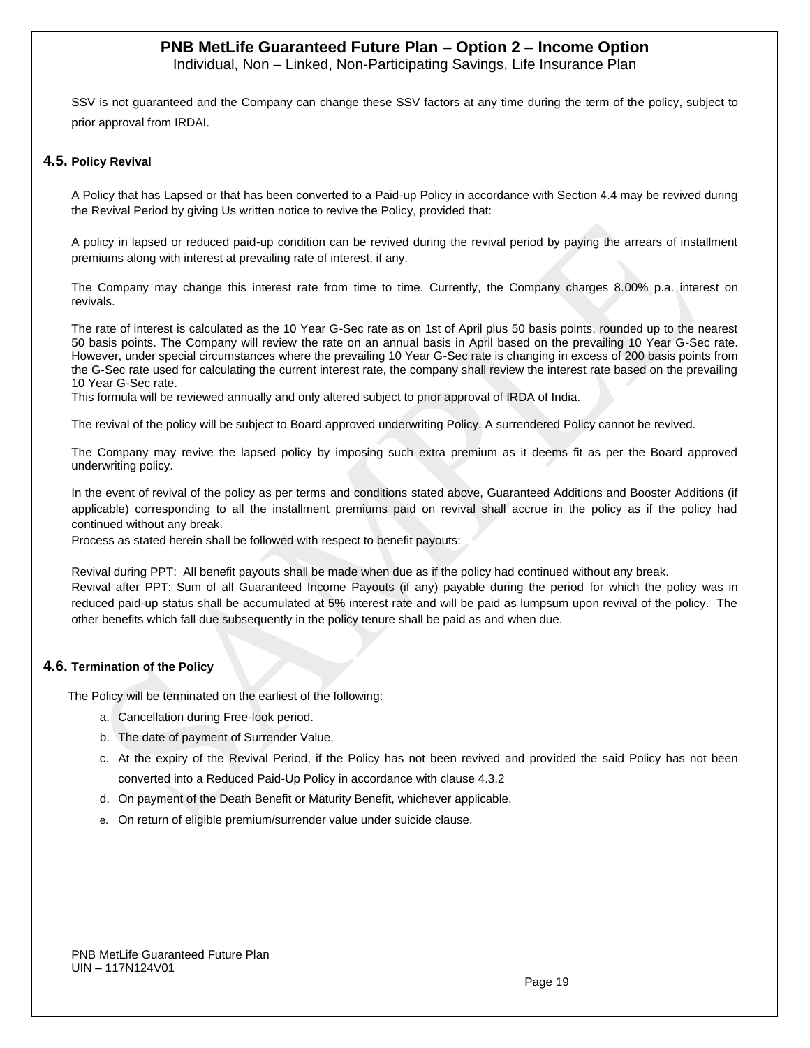SSV is not guaranteed and the Company can change these SSV factors at any time during the term of the policy, subject to prior approval from IRDAI.

### 4.5. Policy Revival

A Policy that has Lapsed or that has been converted to a Paid-up Policy in accordance with Section 4.4 may be revived during the Revival Period by giving Us written notice to revive the Policy, provided that:

A policy in lapsed or reduced paid-up condition can be revived during the revival period by paying the arrears of installment premiums along with interest at prevailing rate of interest, if any.

The Company may change this interest rate from time to time. Currently, the Company charges 8.00% p.a. interest on revivals.

The rate of interest is calculated as the 10 Year G-Sec rate as on 1st of April plus 50 basis points, rounded up to the nearest 50 basis points. The Company will review the rate on an annual basis in April based on the prevailing 10 Year G-Sec rate. However, under special circumstances where the prevailing 10 Year G-Sec rate is changing in excess of 200 basis points from the G-Sec rate used for calculating the current interest rate, the company shall review the interest rate based on the prevailing 10 Year G-Sec rate.
This formula will be reviewed annually and only altered subject to prior approval of IRDA of India.

The revival of the policy will be subject to Board approved underwriting Policy. A surrendered Policy cannot be revived.

The Company may revive the lapsed policy by imposing such extra premium as it deems fit as per the Board approved underwriting policy.

In the event of revival of the policy as per terms and conditions stated above, Guaranteed Additions and Booster Additions (if applicable) corresponding to all the installment premiums paid on revival shall accrue in the policy as if the policy had continued without any break.
Process as stated herein shall be followed with respect to benefit payouts:

Revival during PPT: All benefit payouts shall be made when due as if the policy had continued without any break.
Revival after PPT: Sum of all Guaranteed Income Payouts (if any) payable during the period for which the policy was in reduced paid-up status shall be accumulated at 5% interest rate and will be paid as lumpsum upon revival of the policy. The other benefits which fall due subsequently in the policy tenure shall be paid as and when due.

### 4.6. Termination of the Policy

The Policy will be terminated on the earliest of the following:

a. Cancellation during Free-look period.
b. The date of payment of Surrender Value.
c. At the expiry of the Revival Period, if the Policy has not been revived and provided the said Policy has not been converted into a Reduced Paid-Up Policy in accordance with clause 4.3.2
d. On payment of the Death Benefit or Maturity Benefit, whichever applicable.
e. On return of eligible premium/surrender value under suicide clause.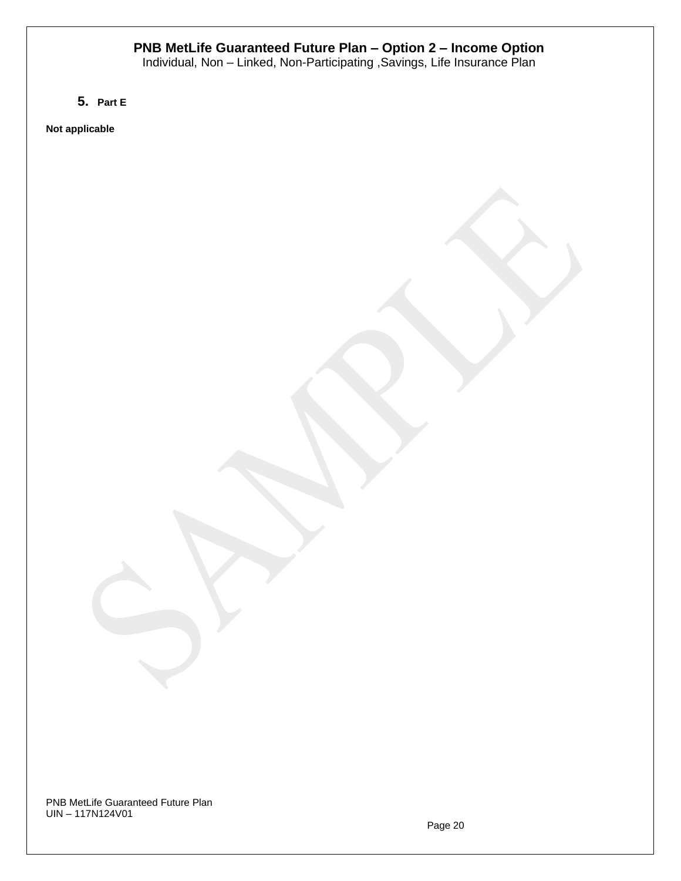5. **Part E**

**Not applicable**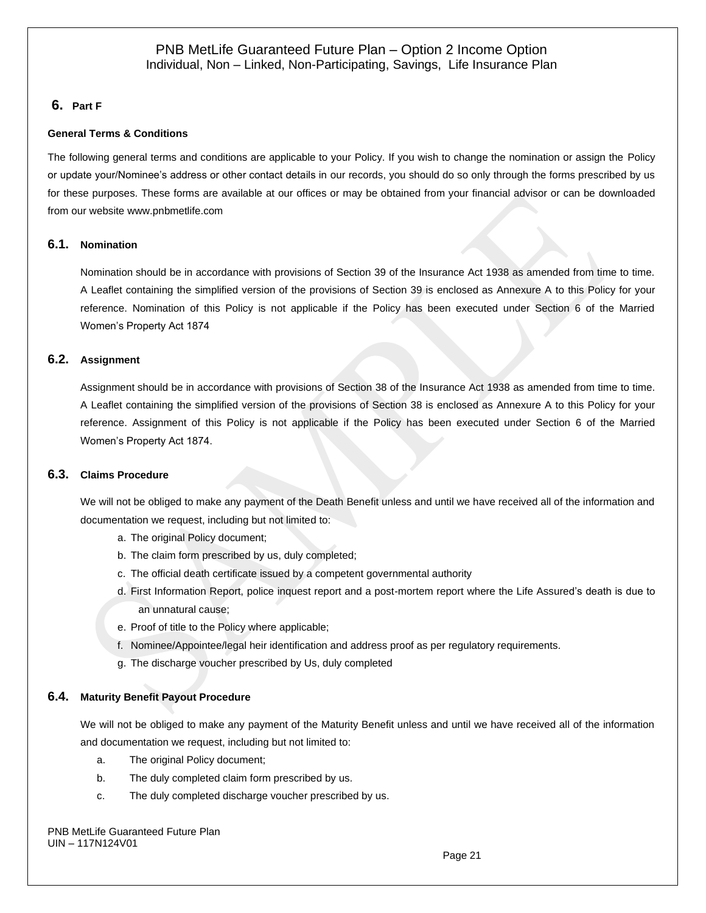## 6. Part F

**General Terms & Conditions**

The following general terms and conditions are applicable to your Policy. If you wish to change the nomination or assign the Policy or update your/Nominee's address or other contact details in our records, you should do so only through the forms prescribed by us for these purposes. These forms are available at our offices or may be obtained from your financial advisor or can be downloaded from our website www.pnbmetlife.com

### 6.1. Nomination

Nomination should be in accordance with provisions of Section 39 of the Insurance Act 1938 as amended from time to time. A Leaflet containing the simplified version of the provisions of Section 39 is enclosed as Annexure A to this Policy for your reference. Nomination of this Policy is not applicable if the Policy has been executed under Section 6 of the Married Women's Property Act 1874

### 6.2. Assignment

Assignment should be in accordance with provisions of Section 38 of the Insurance Act 1938 as amended from time to time. A Leaflet containing the simplified version of the provisions of Section 38 is enclosed as Annexure A to this Policy for your reference. Assignment of this Policy is not applicable if the Policy has been executed under Section 6 of the Married Women's Property Act 1874.

### 6.3. Claims Procedure

We will not be obliged to make any payment of the Death Benefit unless and until we have received all of the information and documentation we request, including but not limited to:

a. The original Policy document;
b. The claim form prescribed by us, duly completed;
c. The official death certificate issued by a competent governmental authority
d. First Information Report, police inquest report and a post-mortem report where the Life Assured's death is due to an unnatural cause;
e. Proof of title to the Policy where applicable;
f. Nominee/Appointee/legal heir identification and address proof as per regulatory requirements.
g. The discharge voucher prescribed by Us, duly completed

### 6.4. Maturity Benefit Payout Procedure

We will not be obliged to make any payment of the Maturity Benefit unless and until we have received all of the information and documentation we request, including but not limited to:

a. The original Policy document;
b. The duly completed claim form prescribed by us.
c. The duly completed discharge voucher prescribed by us.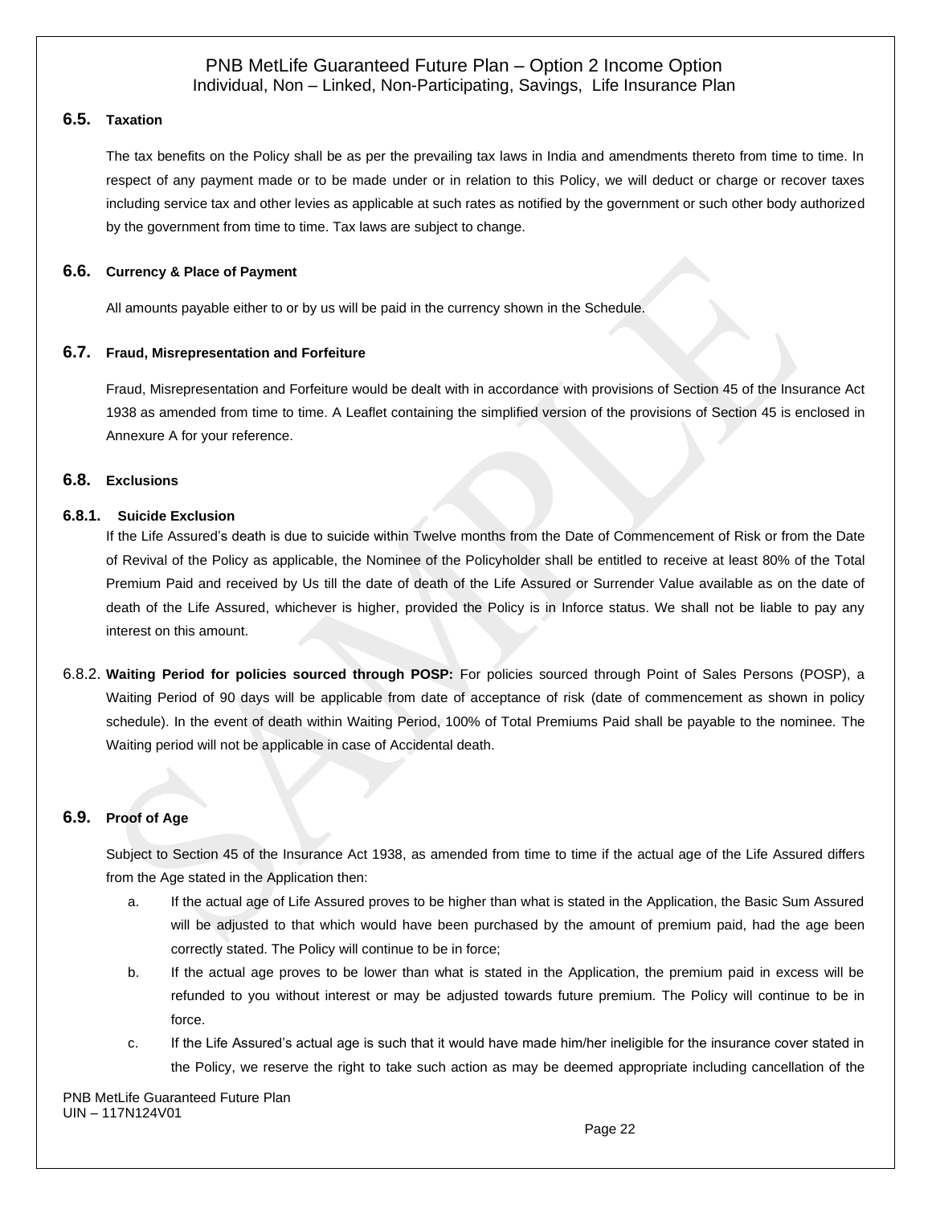### 6.5. Taxation

The tax benefits on the Policy shall be as per the prevailing tax laws in India and amendments thereto from time to time. In respect of any payment made or to be made under or in relation to this Policy, we will deduct or charge or recover taxes including service tax and other levies as applicable at such rates as notified by the government or such other body authorized by the government from time to time. Tax laws are subject to change.

### 6.6. Currency & Place of Payment

All amounts payable either to or by us will be paid in the currency shown in the Schedule.

### 6.7. Fraud, Misrepresentation and Forfeiture

Fraud, Misrepresentation and Forfeiture would be dealt with in accordance with provisions of Section 45 of the Insurance Act 1938 as amended from time to time. A Leaflet containing the simplified version of the provisions of Section 45 is enclosed in Annexure A for your reference.

### 6.8. Exclusions

#### 6.8.1. Suicide Exclusion

If the Life Assured's death is due to suicide within Twelve months from the Date of Commencement of Risk or from the Date of Revival of the Policy as applicable, the Nominee of the Policyholder shall be entitled to receive at least 80% of the Total Premium Paid and received by Us till the date of death of the Life Assured or Surrender Value available as on the date of death of the Life Assured, whichever is higher, provided the Policy is in Inforce status. We shall not be liable to pay any interest on this amount.

6.8.2. **Waiting Period for policies sourced through POSP:** For policies sourced through Point of Sales Persons (POSP), a Waiting Period of 90 days will be applicable from date of acceptance of risk (date of commencement as shown in policy schedule). In the event of death within Waiting Period, 100% of Total Premiums Paid shall be payable to the nominee. The Waiting period will not be applicable in case of Accidental death.

### 6.9. Proof of Age

Subject to Section 45 of the Insurance Act 1938, as amended from time to time if the actual age of the Life Assured differs from the Age stated in the Application then:

a. If the actual age of Life Assured proves to be higher than what is stated in the Application, the Basic Sum Assured will be adjusted to that which would have been purchased by the amount of premium paid, had the age been correctly stated. The Policy will continue to be in force;

b. If the actual age proves to be lower than what is stated in the Application, the premium paid in excess will be refunded to you without interest or may be adjusted towards future premium. The Policy will continue to be in force.

c. If the Life Assured's actual age is such that it would have made him/her ineligible for the insurance cover stated in the Policy, we reserve the right to take such action as may be deemed appropriate including cancellation of the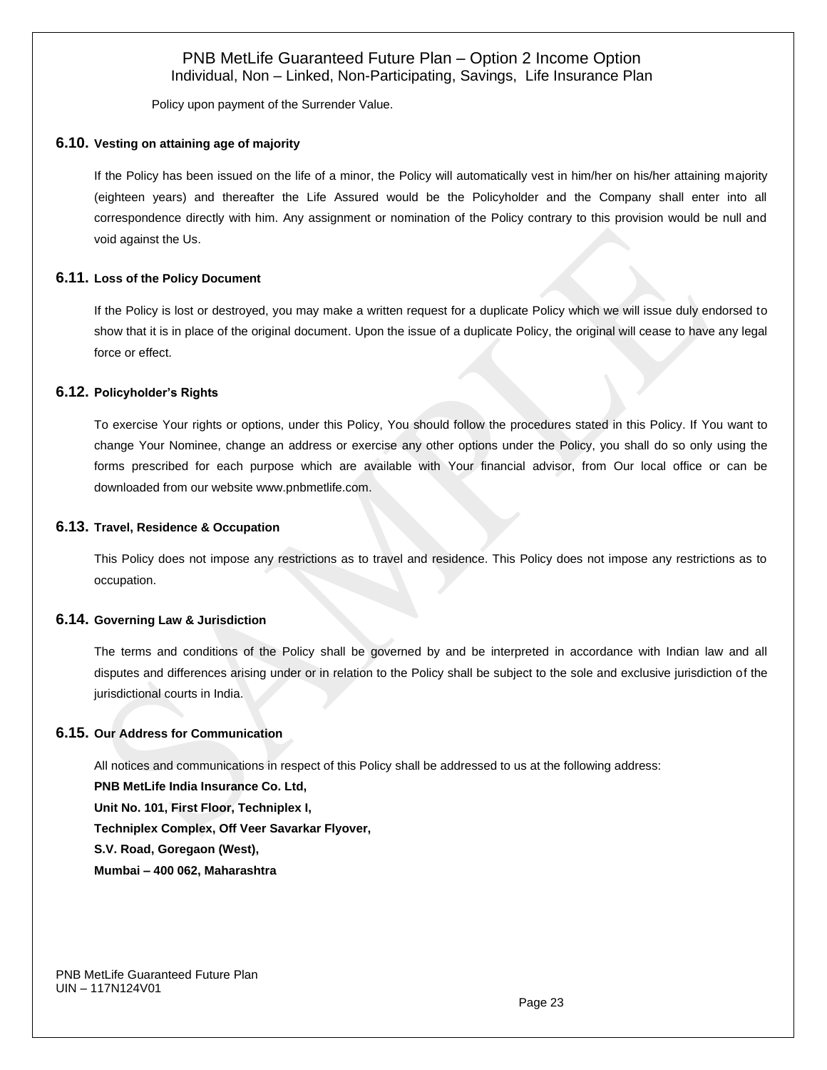Policy upon payment of the Surrender Value.

### 6.10. Vesting on attaining age of majority

If the Policy has been issued on the life of a minor, the Policy will automatically vest in him/her on his/her attaining majority (eighteen years) and thereafter the Life Assured would be the Policyholder and the Company shall enter into all correspondence directly with him. Any assignment or nomination of the Policy contrary to this provision would be null and void against the Us.

### 6.11. Loss of the Policy Document

If the Policy is lost or destroyed, you may make a written request for a duplicate Policy which we will issue duly endorsed to show that it is in place of the original document. Upon the issue of a duplicate Policy, the original will cease to have any legal force or effect.

### 6.12. Policyholder's Rights

To exercise Your rights or options, under this Policy, You should follow the procedures stated in this Policy. If You want to change Your Nominee, change an address or exercise any other options under the Policy, you shall do so only using the forms prescribed for each purpose which are available with Your financial advisor, from Our local office or can be downloaded from our website www.pnbmetlife.com.

### 6.13. Travel, Residence & Occupation

This Policy does not impose any restrictions as to travel and residence. This Policy does not impose any restrictions as to occupation.

### 6.14. Governing Law & Jurisdiction

The terms and conditions of the Policy shall be governed by and be interpreted in accordance with Indian law and all disputes and differences arising under or in relation to the Policy shall be subject to the sole and exclusive jurisdiction of the jurisdictional courts in India.

### 6.15. Our Address for Communication

All notices and communications in respect of this Policy shall be addressed to us at the following address:

**PNB MetLife India Insurance Co. Ltd,**
**Unit No. 101, First Floor, Techniplex I,**
**Techniplex Complex, Off Veer Savarkar Flyover,**
**S.V. Road, Goregaon (West),**
**Mumbai – 400 062, Maharashtra**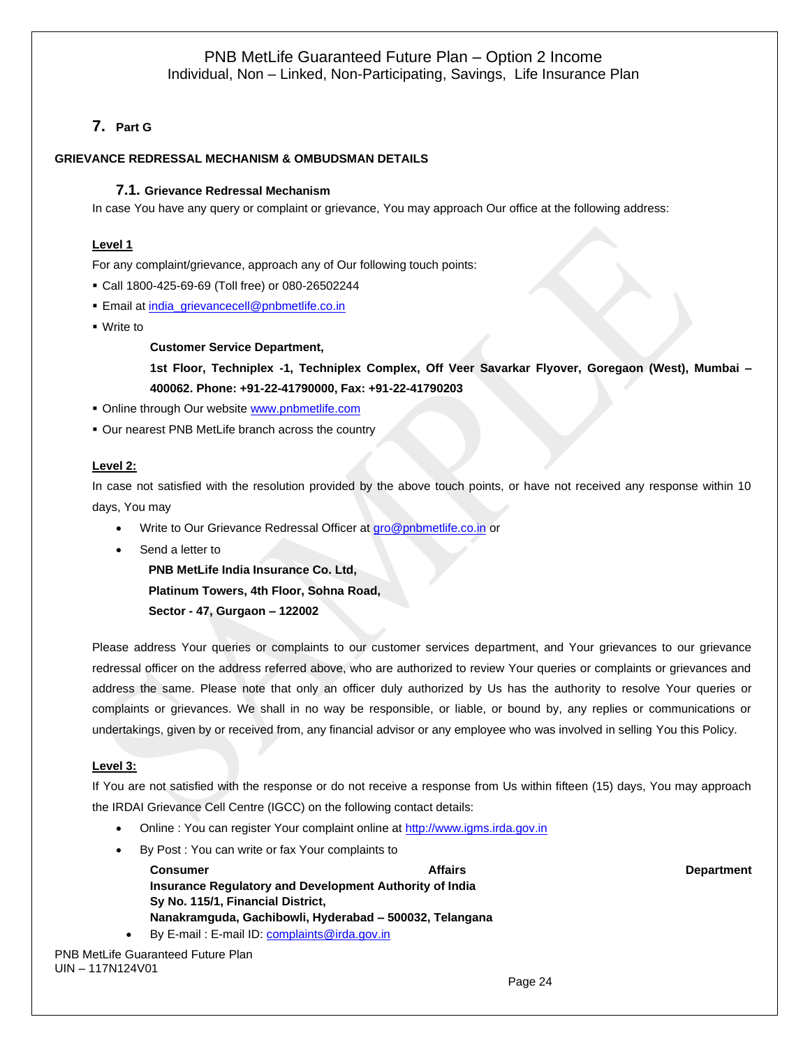## 7. Part G

**GRIEVANCE REDRESSAL MECHANISM & OMBUDSMAN DETAILS**

### 7.1. Grievance Redressal Mechanism

In case You have any query or complaint or grievance, You may approach Our office at the following address:

**Level 1**

For any complaint/grievance, approach any of Our following touch points:

- Call 1800-425-69-69 (Toll free) or 080-26502244
- Email at india_grievancecell@pnbmetlife.co.in
- Write to

  **Customer Service Department,**

  **1st Floor, Techniplex -1, Techniplex Complex, Off Veer Savarkar Flyover, Goregaon (West), Mumbai – 400062. Phone: +91-22-41790000, Fax: +91-22-41790203**

- Online through Our website www.pnbmetlife.com
- Our nearest PNB MetLife branch across the country

**Level 2:**

In case not satisfied with the resolution provided by the above touch points, or have not received any response within 10 days, You may

- Write to Our Grievance Redressal Officer at gro@pnbmetlife.co.in or
- Send a letter to

  **PNB MetLife India Insurance Co. Ltd,**
  **Platinum Towers, 4th Floor, Sohna Road,**
  **Sector - 47, Gurgaon – 122002**

Please address Your queries or complaints to our customer services department, and Your grievances to our grievance redressal officer on the address referred above, who are authorized to review Your queries or complaints or grievances and address the same. Please note that only an officer duly authorized by Us has the authority to resolve Your queries or complaints or grievances. We shall in no way be responsible, or liable, or bound by, any replies or communications or undertakings, given by or received from, any financial advisor or any employee who was involved in selling You this Policy.

**Level 3:**

If You are not satisfied with the response or do not receive a response from Us within fifteen (15) days, You may approach the IRDAI Grievance Cell Centre (IGCC) on the following contact details:

- Online : You can register Your complaint online at http://www.igms.irda.gov.in
- By Post : You can write or fax Your complaints to

  **Consumer Affairs Department**
  **Insurance Regulatory and Development Authority of India**
  **Sy No. 115/1, Financial District,**
  **Nanakramguda, Gachibowli, Hyderabad – 500032, Telangana**

- By E-mail : E-mail ID: complaints@irda.gov.in

PNB MetLife Guaranteed Future Plan
UIN – 117N124V01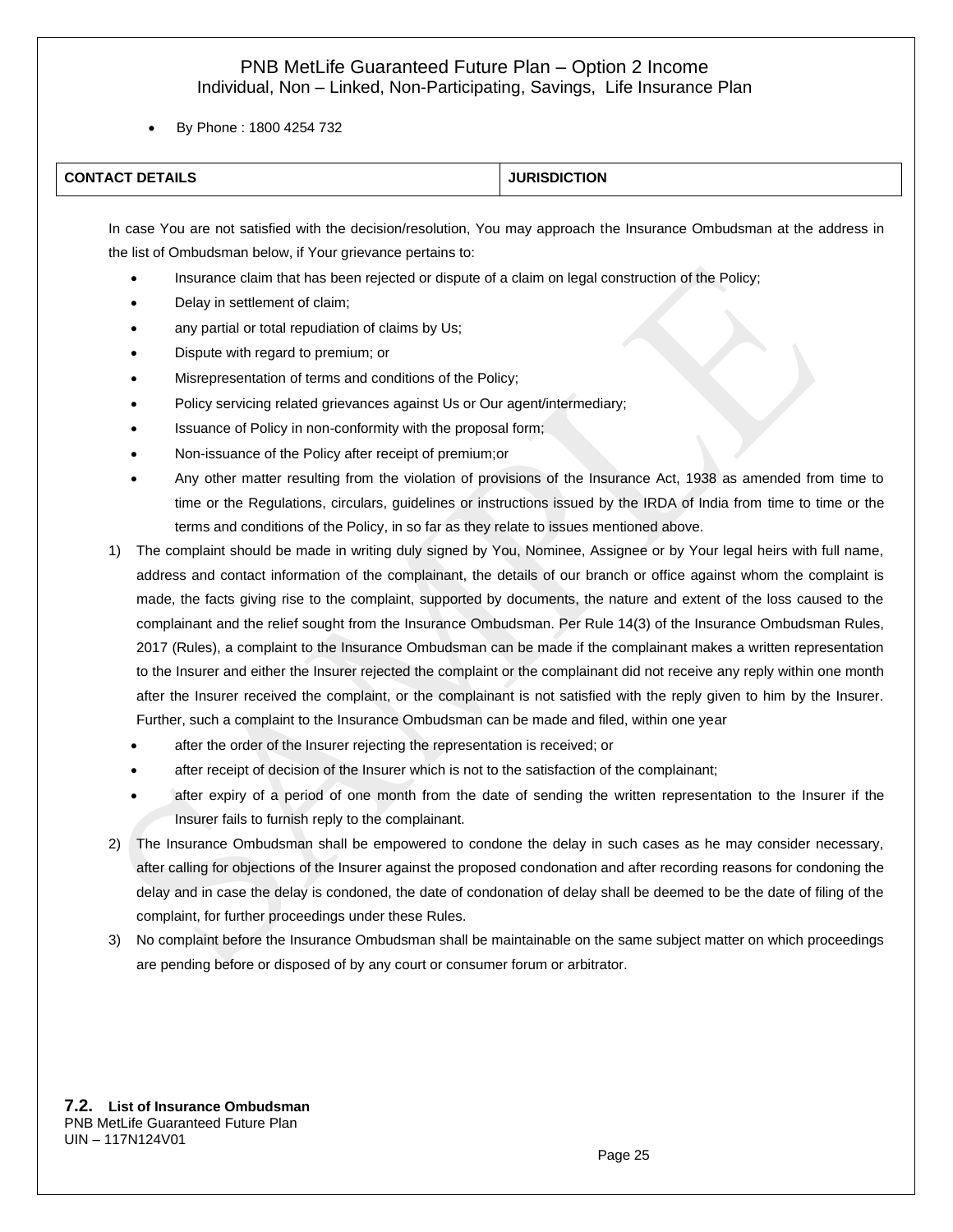- By Phone : 1800 4254 732

| CONTACT DETAILS | JURISDICTION |
|---|---|

In case You are not satisfied with the decision/resolution, You may approach the Insurance Ombudsman at the address in the list of Ombudsman below, if Your grievance pertains to:

- Insurance claim that has been rejected or dispute of a claim on legal construction of the Policy;
- Delay in settlement of claim;
- any partial or total repudiation of claims by Us;
- Dispute with regard to premium; or
- Misrepresentation of terms and conditions of the Policy;
- Policy servicing related grievances against Us or Our agent/intermediary;
- Issuance of Policy in non-conformity with the proposal form;
- Non-issuance of the Policy after receipt of premium;or
- Any other matter resulting from the violation of provisions of the Insurance Act, 1938 as amended from time to time or the Regulations, circulars, guidelines or instructions issued by the IRDA of India from time to time or the terms and conditions of the Policy, in so far as they relate to issues mentioned above.

1) The complaint should be made in writing duly signed by You, Nominee, Assignee or by Your legal heirs with full name, address and contact information of the complainant, the details of our branch or office against whom the complaint is made, the facts giving rise to the complaint, supported by documents, the nature and extent of the loss caused to the complainant and the relief sought from the Insurance Ombudsman. Per Rule 14(3) of the Insurance Ombudsman Rules, 2017 (Rules), a complaint to the Insurance Ombudsman can be made if the complainant makes a written representation to the Insurer and either the Insurer rejected the complaint or the complainant did not receive any reply within one month after the Insurer received the complaint, or the complainant is not satisfied with the reply given to him by the Insurer. Further, such a complaint to the Insurance Ombudsman can be made and filed, within one year
   - after the order of the Insurer rejecting the representation is received; or
   - after receipt of decision of the Insurer which is not to the satisfaction of the complainant;
   - after expiry of a period of one month from the date of sending the written representation to the Insurer if the Insurer fails to furnish reply to the complainant.
2) The Insurance Ombudsman shall be empowered to condone the delay in such cases as he may consider necessary, after calling for objections of the Insurer against the proposed condonation and after recording reasons for condoning the delay and in case the delay is condoned, the date of condonation of delay shall be deemed to be the date of filing of the complaint, for further proceedings under these Rules.
3) No complaint before the Insurance Ombudsman shall be maintainable on the same subject matter on which proceedings are pending before or disposed of by any court or consumer forum or arbitrator.

## 7.2. List of Insurance Ombudsman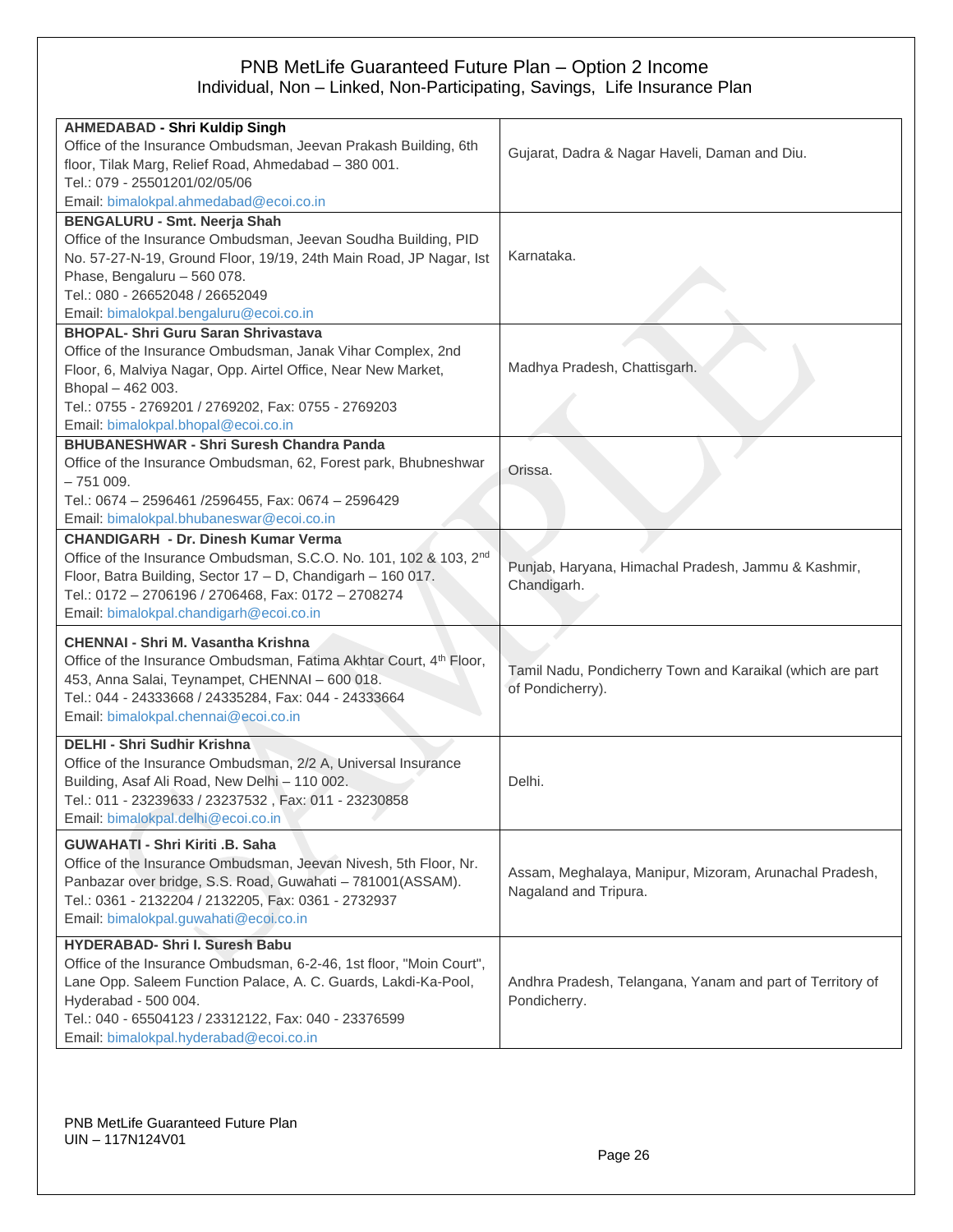| **AHMEDABAD - Shri Kuldip Singh**<br>Office of the Insurance Ombudsman, Jeevan Prakash Building, 6th floor, Tilak Marg, Relief Road, Ahmedabad – 380 001.<br>Tel.: 079 - 25501201/02/05/06<br>Email: bimalokpal.ahmedabad@ecoi.co.in | Gujarat, Dadra & Nagar Haveli, Daman and Diu. |
|---|---|
| **BENGALURU - Smt. Neerja Shah**<br>Office of the Insurance Ombudsman, Jeevan Soudha Building, PID No. 57-27-N-19, Ground Floor, 19/19, 24th Main Road, JP Nagar, Ist Phase, Bengaluru – 560 078.<br>Tel.: 080 - 26652048 / 26652049<br>Email: bimalokpal.bengaluru@ecoi.co.in | Karnataka. |
| **BHOPAL- Shri Guru Saran Shrivastava**<br>Office of the Insurance Ombudsman, Janak Vihar Complex, 2nd Floor, 6, Malviya Nagar, Opp. Airtel Office, Near New Market, Bhopal – 462 003.<br>Tel.: 0755 - 2769201 / 2769202, Fax: 0755 - 2769203<br>Email: bimalokpal.bhopal@ecoi.co.in | Madhya Pradesh, Chattisgarh. |
| **BHUBANESHWAR - Shri Suresh Chandra Panda**<br>Office of the Insurance Ombudsman, 62, Forest park, Bhubneshwar – 751 009.<br>Tel.: 0674 – 2596461 /2596455, Fax: 0674 – 2596429<br>Email: bimalokpal.bhubaneswar@ecoi.co.in | Orissa. |
| **CHANDIGARH - Dr. Dinesh Kumar Verma**<br>Office of the Insurance Ombudsman, S.C.O. No. 101, 102 & 103, 2nd Floor, Batra Building, Sector 17 – D, Chandigarh – 160 017.<br>Tel.: 0172 – 2706196 / 2706468, Fax: 0172 – 2708274<br>Email: bimalokpal.chandigarh@ecoi.co.in | Punjab, Haryana, Himachal Pradesh, Jammu & Kashmir, Chandigarh. |
| **CHENNAI - Shri M. Vasantha Krishna**<br>Office of the Insurance Ombudsman, Fatima Akhtar Court, 4th Floor, 453, Anna Salai, Teynampet, CHENNAI – 600 018.<br>Tel.: 044 - 24333668 / 24335284, Fax: 044 - 24333664<br>Email: bimalokpal.chennai@ecoi.co.in | Tamil Nadu, Pondicherry Town and Karaikal (which are part of Pondicherry). |
| **DELHI - Shri Sudhir Krishna**<br>Office of the Insurance Ombudsman, 2/2 A, Universal Insurance Building, Asaf Ali Road, New Delhi – 110 002.<br>Tel.: 011 - 23239633 / 23237532 , Fax: 011 - 23230858<br>Email: bimalokpal.delhi@ecoi.co.in | Delhi. |
| **GUWAHATI - Shri Kiriti .B. Saha**<br>Office of the Insurance Ombudsman, Jeevan Nivesh, 5th Floor, Nr. Panbazar over bridge, S.S. Road, Guwahati – 781001(ASSAM).<br>Tel.: 0361 - 2132204 / 2132205, Fax: 0361 - 2732937<br>Email: bimalokpal.guwahati@ecoi.co.in | Assam, Meghalaya, Manipur, Mizoram, Arunachal Pradesh, Nagaland and Tripura. |
| **HYDERABAD- Shri I. Suresh Babu**<br>Office of the Insurance Ombudsman, 6-2-46, 1st floor, "Moin Court", Lane Opp. Saleem Function Palace, A. C. Guards, Lakdi-Ka-Pool, Hyderabad - 500 004.<br>Tel.: 040 - 65504123 / 23312122, Fax: 040 - 23376599<br>Email: bimalokpal.hyderabad@ecoi.co.in | Andhra Pradesh, Telangana, Yanam and part of Territory of Pondicherry. |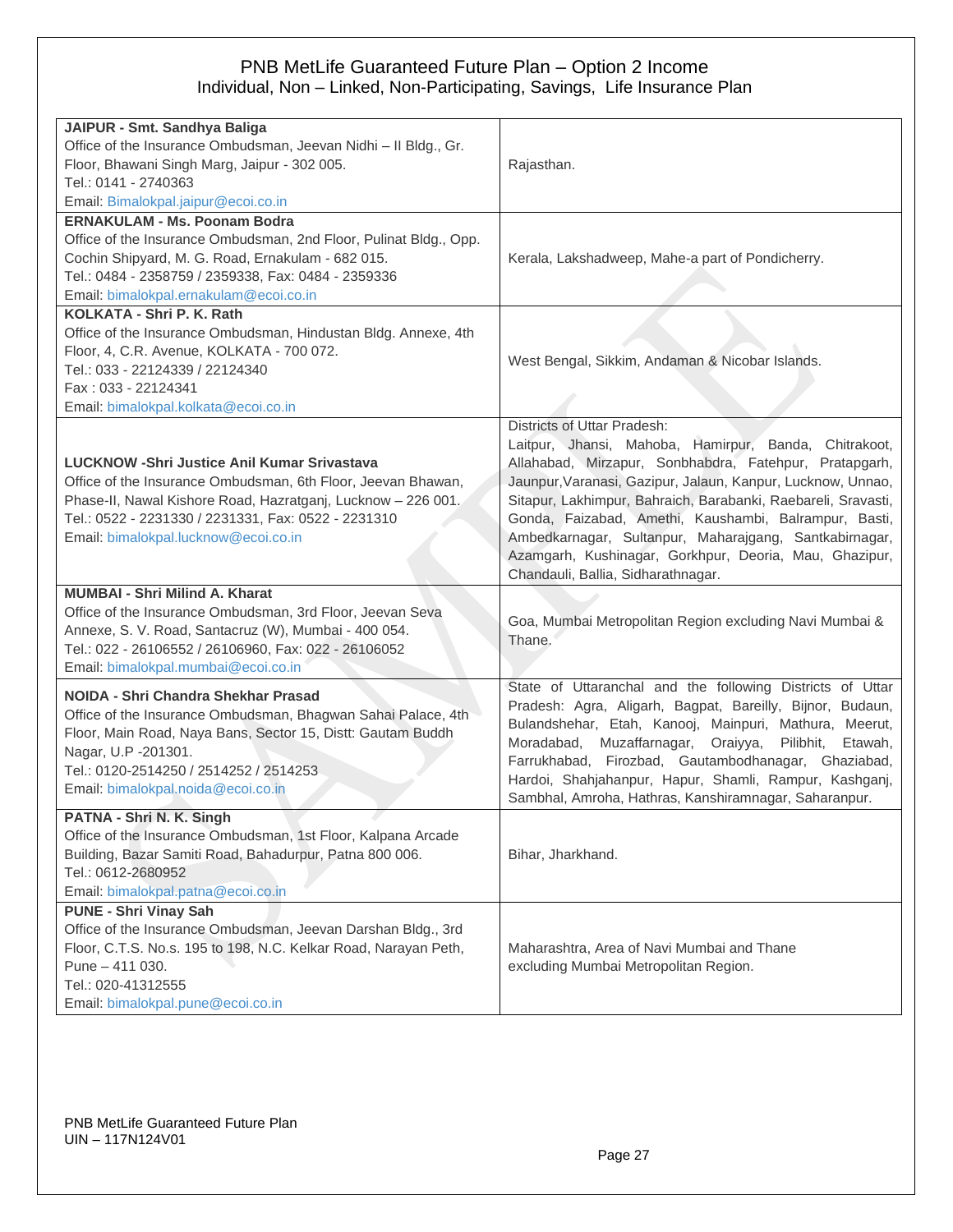| | |
|---|---|
| **JAIPUR - Smt. Sandhya Baliga**<br>Office of the Insurance Ombudsman, Jeevan Nidhi – II Bldg., Gr. Floor, Bhawani Singh Marg, Jaipur - 302 005.<br>Tel.: 0141 - 2740363<br>Email: Bimalokpal.jaipur@ecoi.co.in | Rajasthan. |
| **ERNAKULAM - Ms. Poonam Bodra**<br>Office of the Insurance Ombudsman, 2nd Floor, Pulinat Bldg., Opp. Cochin Shipyard, M. G. Road, Ernakulam - 682 015.<br>Tel.: 0484 - 2358759 / 2359338, Fax: 0484 - 2359336<br>Email: bimalokpal.ernakulam@ecoi.co.in | Kerala, Lakshadweep, Mahe-a part of Pondicherry. |
| **KOLKATA - Shri P. K. Rath**<br>Office of the Insurance Ombudsman, Hindustan Bldg. Annexe, 4th Floor, 4, C.R. Avenue, KOLKATA - 700 072.<br>Tel.: 033 - 22124339 / 22124340<br>Fax : 033 - 22124341<br>Email: bimalokpal.kolkata@ecoi.co.in | West Bengal, Sikkim, Andaman & Nicobar Islands. |
| **LUCKNOW -Shri Justice Anil Kumar Srivastava**<br>Office of the Insurance Ombudsman, 6th Floor, Jeevan Bhawan, Phase-II, Nawal Kishore Road, Hazratganj, Lucknow – 226 001.<br>Tel.: 0522 - 2231330 / 2231331, Fax: 0522 - 2231310<br>Email: bimalokpal.lucknow@ecoi.co.in | Districts of Uttar Pradesh:<br>Laitpur, Jhansi, Mahoba, Hamirpur, Banda, Chitrakoot, Allahabad, Mirzapur, Sonbhabdra, Fatehpur, Pratapgarh, Jaunpur,Varanasi, Gazipur, Jalaun, Kanpur, Lucknow, Unnao, Sitapur, Lakhimpur, Bahraich, Barabanki, Raebareli, Sravasti, Gonda, Faizabad, Amethi, Kaushambi, Balrampur, Basti, Ambedkarnagar, Sultanpur, Maharajgang, Santkabirnagar, Azamgarh, Kushinagar, Gorkhpur, Deoria, Mau, Ghazipur, Chandauli, Ballia, Sidharathnagar. |
| **MUMBAI - Shri Milind A. Kharat**<br>Office of the Insurance Ombudsman, 3rd Floor, Jeevan Seva Annexe, S. V. Road, Santacruz (W), Mumbai - 400 054.<br>Tel.: 022 - 26106552 / 26106960, Fax: 022 - 26106052<br>Email: bimalokpal.mumbai@ecoi.co.in | Goa, Mumbai Metropolitan Region excluding Navi Mumbai & Thane. |
| **NOIDA - Shri Chandra Shekhar Prasad**<br>Office of the Insurance Ombudsman, Bhagwan Sahai Palace, 4th Floor, Main Road, Naya Bans, Sector 15, Distt: Gautam Buddh Nagar, U.P -201301.<br>Tel.: 0120-2514250 / 2514252 / 2514253<br>Email: bimalokpal.noida@ecoi.co.in | State of Uttaranchal and the following Districts of Uttar Pradesh: Agra, Aligarh, Bagpat, Bareilly, Bijnor, Budaun, Bulandshehar, Etah, Kanooj, Mainpuri, Mathura, Meerut, Moradabad, Muzaffarnagar, Oraiyya, Pilibhit, Etawah, Farrukhabad, Firozbad, Gautambodhanagar, Ghaziabad, Hardoi, Shahjahanpur, Hapur, Shamli, Rampur, Kashganj, Sambhal, Amroha, Hathras, Kanshiramnagar, Saharanpur. |
| **PATNA - Shri N. K. Singh**<br>Office of the Insurance Ombudsman, 1st Floor, Kalpana Arcade Building, Bazar Samiti Road, Bahadurpur, Patna 800 006.<br>Tel.: 0612-2680952<br>Email: bimalokpal.patna@ecoi.co.in | Bihar, Jharkhand. |
| **PUNE - Shri Vinay Sah**<br>Office of the Insurance Ombudsman, Jeevan Darshan Bldg., 3rd Floor, C.T.S. No.s. 195 to 198, N.C. Kelkar Road, Narayan Peth, Pune – 411 030.<br>Tel.: 020-41312555<br>Email: bimalokpal.pune@ecoi.co.in | Maharashtra, Area of Navi Mumbai and Thane excluding Mumbai Metropolitan Region. |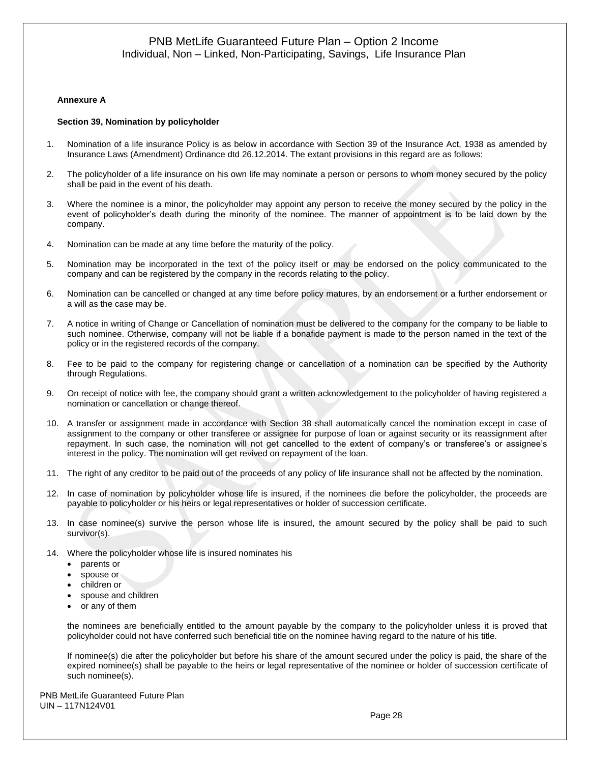**Annexure A**

**Section 39, Nomination by policyholder**

1. Nomination of a life insurance Policy is as below in accordance with Section 39 of the Insurance Act, 1938 as amended by Insurance Laws (Amendment) Ordinance dtd 26.12.2014. The extant provisions in this regard are as follows:

2. The policyholder of a life insurance on his own life may nominate a person or persons to whom money secured by the policy shall be paid in the event of his death.

3. Where the nominee is a minor, the policyholder may appoint any person to receive the money secured by the policy in the event of policyholder's death during the minority of the nominee. The manner of appointment is to be laid down by the company.

4. Nomination can be made at any time before the maturity of the policy.

5. Nomination may be incorporated in the text of the policy itself or may be endorsed on the policy communicated to the company and can be registered by the company in the records relating to the policy.

6. Nomination can be cancelled or changed at any time before policy matures, by an endorsement or a further endorsement or a will as the case may be.

7. A notice in writing of Change or Cancellation of nomination must be delivered to the company for the company to be liable to such nominee. Otherwise, company will not be liable if a bonafide payment is made to the person named in the text of the policy or in the registered records of the company.

8. Fee to be paid to the company for registering change or cancellation of a nomination can be specified by the Authority through Regulations.

9. On receipt of notice with fee, the company should grant a written acknowledgement to the policyholder of having registered a nomination or cancellation or change thereof.

10. A transfer or assignment made in accordance with Section 38 shall automatically cancel the nomination except in case of assignment to the company or other transferee or assignee for purpose of loan or against security or its reassignment after repayment. In such case, the nomination will not get cancelled to the extent of company's or transferee's or assignee's interest in the policy. The nomination will get revived on repayment of the loan.

11. The right of any creditor to be paid out of the proceeds of any policy of life insurance shall not be affected by the nomination.

12. In case of nomination by policyholder whose life is insured, if the nominees die before the policyholder, the proceeds are payable to policyholder or his heirs or legal representatives or holder of succession certificate.

13. In case nominee(s) survive the person whose life is insured, the amount secured by the policy shall be paid to such survivor(s).

14. Where the policyholder whose life is insured nominates his
    - parents or
    - spouse or
    - children or
    - spouse and children
    - or any of them

    the nominees are beneficially entitled to the amount payable by the company to the policyholder unless it is proved that policyholder could not have conferred such beneficial title on the nominee having regard to the nature of his title.

    If nominee(s) die after the policyholder but before his share of the amount secured under the policy is paid, the share of the expired nominee(s) shall be payable to the heirs or legal representative of the nominee or holder of succession certificate of such nominee(s).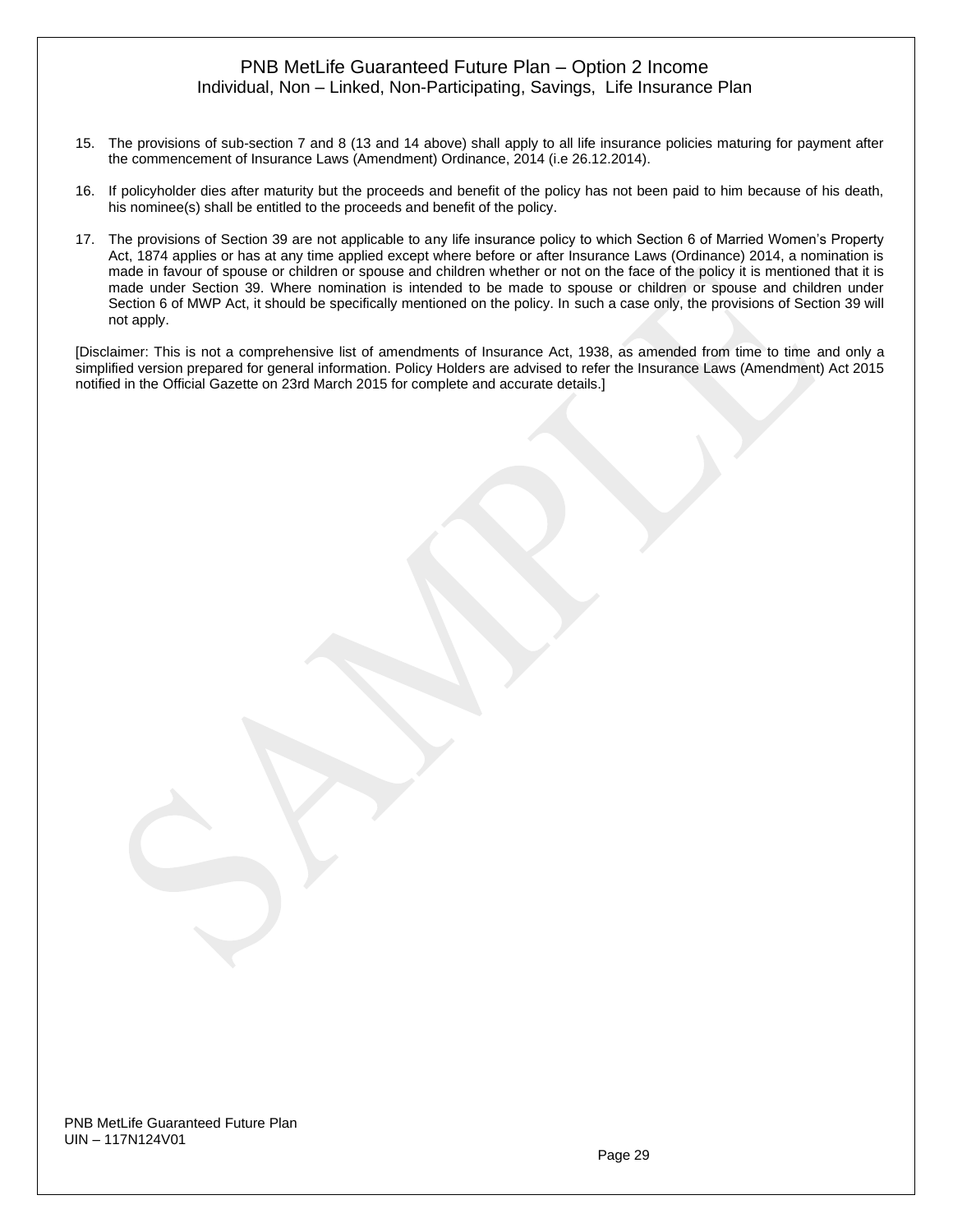15. The provisions of sub-section 7 and 8 (13 and 14 above) shall apply to all life insurance policies maturing for payment after the commencement of Insurance Laws (Amendment) Ordinance, 2014 (i.e 26.12.2014).

16. If policyholder dies after maturity but the proceeds and benefit of the policy has not been paid to him because of his death, his nominee(s) shall be entitled to the proceeds and benefit of the policy.

17. The provisions of Section 39 are not applicable to any life insurance policy to which Section 6 of Married Women's Property Act, 1874 applies or has at any time applied except where before or after Insurance Laws (Ordinance) 2014, a nomination is made in favour of spouse or children or spouse and children whether or not on the face of the policy it is mentioned that it is made under Section 39. Where nomination is intended to be made to spouse or children or spouse and children under Section 6 of MWP Act, it should be specifically mentioned on the policy. In such a case only, the provisions of Section 39 will not apply.

[Disclaimer: This is not a comprehensive list of amendments of Insurance Act, 1938, as amended from time to time and only a simplified version prepared for general information. Policy Holders are advised to refer the Insurance Laws (Amendment) Act 2015 notified in the Official Gazette on 23rd March 2015 for complete and accurate details.]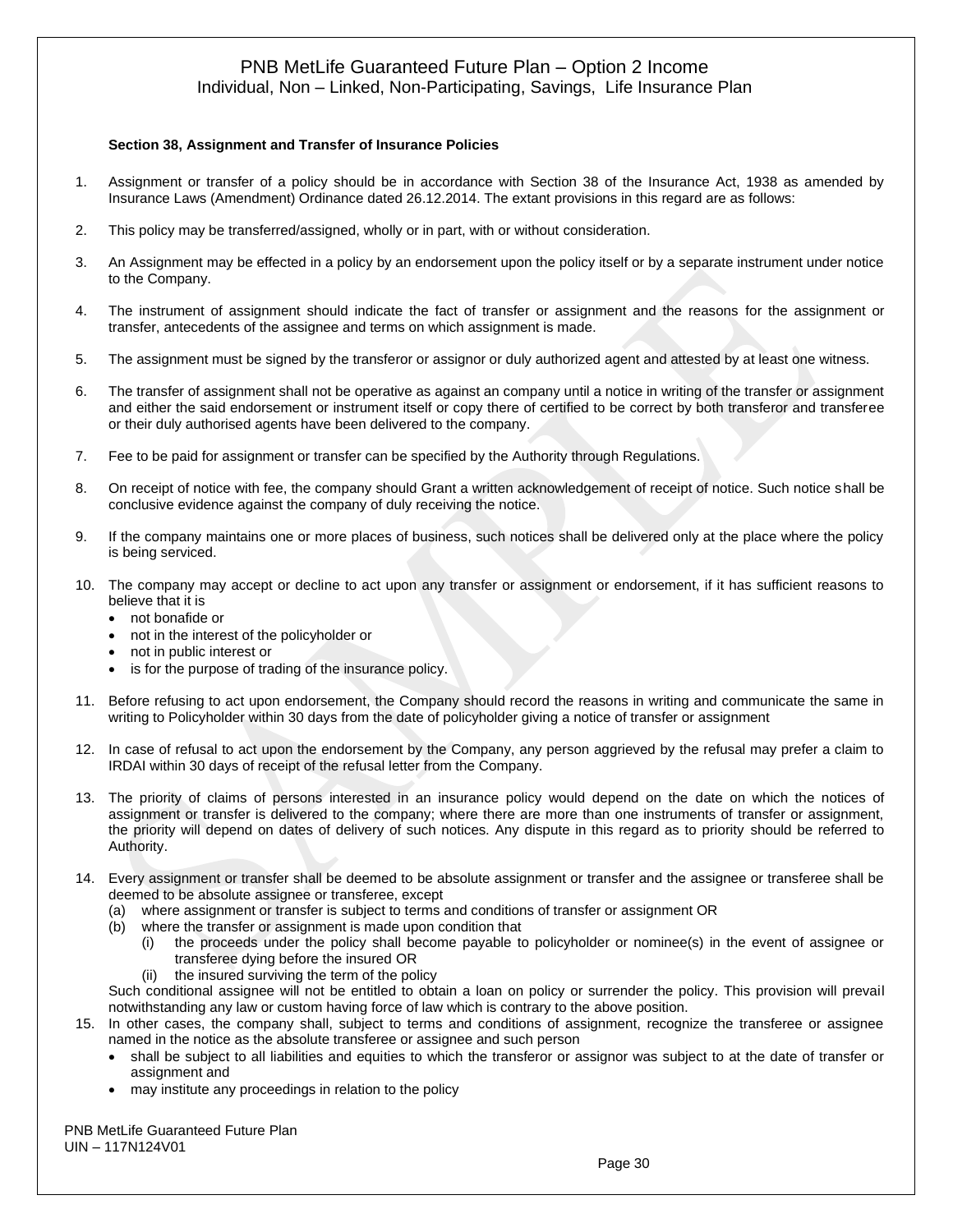**Section 38, Assignment and Transfer of Insurance Policies**

1. Assignment or transfer of a policy should be in accordance with Section 38 of the Insurance Act, 1938 as amended by Insurance Laws (Amendment) Ordinance dated 26.12.2014. The extant provisions in this regard are as follows:

2. This policy may be transferred/assigned, wholly or in part, with or without consideration.

3. An Assignment may be effected in a policy by an endorsement upon the policy itself or by a separate instrument under notice to the Company.

4. The instrument of assignment should indicate the fact of transfer or assignment and the reasons for the assignment or transfer, antecedents of the assignee and terms on which assignment is made.

5. The assignment must be signed by the transferor or assignor or duly authorized agent and attested by at least one witness.

6. The transfer of assignment shall not be operative as against an company until a notice in writing of the transfer or assignment and either the said endorsement or instrument itself or copy there of certified to be correct by both transferor and transferee or their duly authorised agents have been delivered to the company.

7. Fee to be paid for assignment or transfer can be specified by the Authority through Regulations.

8. On receipt of notice with fee, the company should Grant a written acknowledgement of receipt of notice. Such notice shall be conclusive evidence against the company of duly receiving the notice.

9. If the company maintains one or more places of business, such notices shall be delivered only at the place where the policy is being serviced.

10. The company may accept or decline to act upon any transfer or assignment or endorsement, if it has sufficient reasons to believe that it is
    - not bonafide or
    - not in the interest of the policyholder or
    - not in public interest or
    - is for the purpose of trading of the insurance policy.

11. Before refusing to act upon endorsement, the Company should record the reasons in writing and communicate the same in writing to Policyholder within 30 days from the date of policyholder giving a notice of transfer or assignment

12. In case of refusal to act upon the endorsement by the Company, any person aggrieved by the refusal may prefer a claim to IRDAI within 30 days of receipt of the refusal letter from the Company.

13. The priority of claims of persons interested in an insurance policy would depend on the date on which the notices of assignment or transfer is delivered to the company; where there are more than one instruments of transfer or assignment, the priority will depend on dates of delivery of such notices. Any dispute in this regard as to priority should be referred to Authority.

14. Every assignment or transfer shall be deemed to be absolute assignment or transfer and the assignee or transferee shall be deemed to be absolute assignee or transferee, except
    (a) where assignment or transfer is subject to terms and conditions of transfer or assignment OR
    (b) where the transfer or assignment is made upon condition that
        (i) the proceeds under the policy shall become payable to policyholder or nominee(s) in the event of assignee or transferee dying before the insured OR
        (ii) the insured surviving the term of the policy

    Such conditional assignee will not be entitled to obtain a loan on policy or surrender the policy. This provision will prevail notwithstanding any law or custom having force of law which is contrary to the above position.

15. In other cases, the company shall, subject to terms and conditions of assignment, recognize the transferee or assignee named in the notice as the absolute transferee or assignee and such person
    - shall be subject to all liabilities and equities to which the transferor or assignor was subject to at the date of transfer or assignment and
    - may institute any proceedings in relation to the policy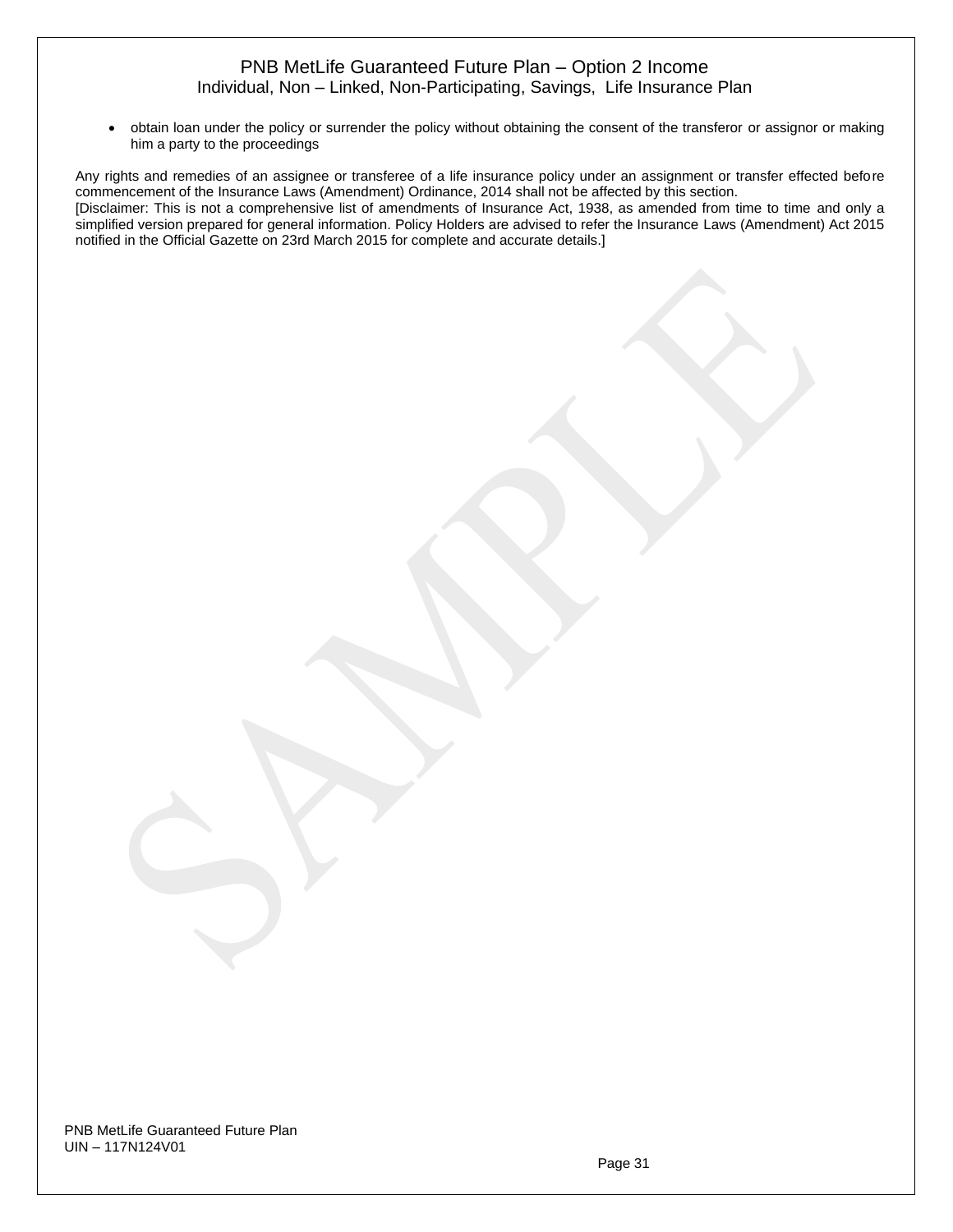- obtain loan under the policy or surrender the policy without obtaining the consent of the transferor or assignor or making him a party to the proceedings

Any rights and remedies of an assignee or transferee of a life insurance policy under an assignment or transfer effected before commencement of the Insurance Laws (Amendment) Ordinance, 2014 shall not be affected by this section.

[Disclaimer: This is not a comprehensive list of amendments of Insurance Act, 1938, as amended from time to time and only a simplified version prepared for general information. Policy Holders are advised to refer the Insurance Laws (Amendment) Act 2015 notified in the Official Gazette on 23rd March 2015 for complete and accurate details.]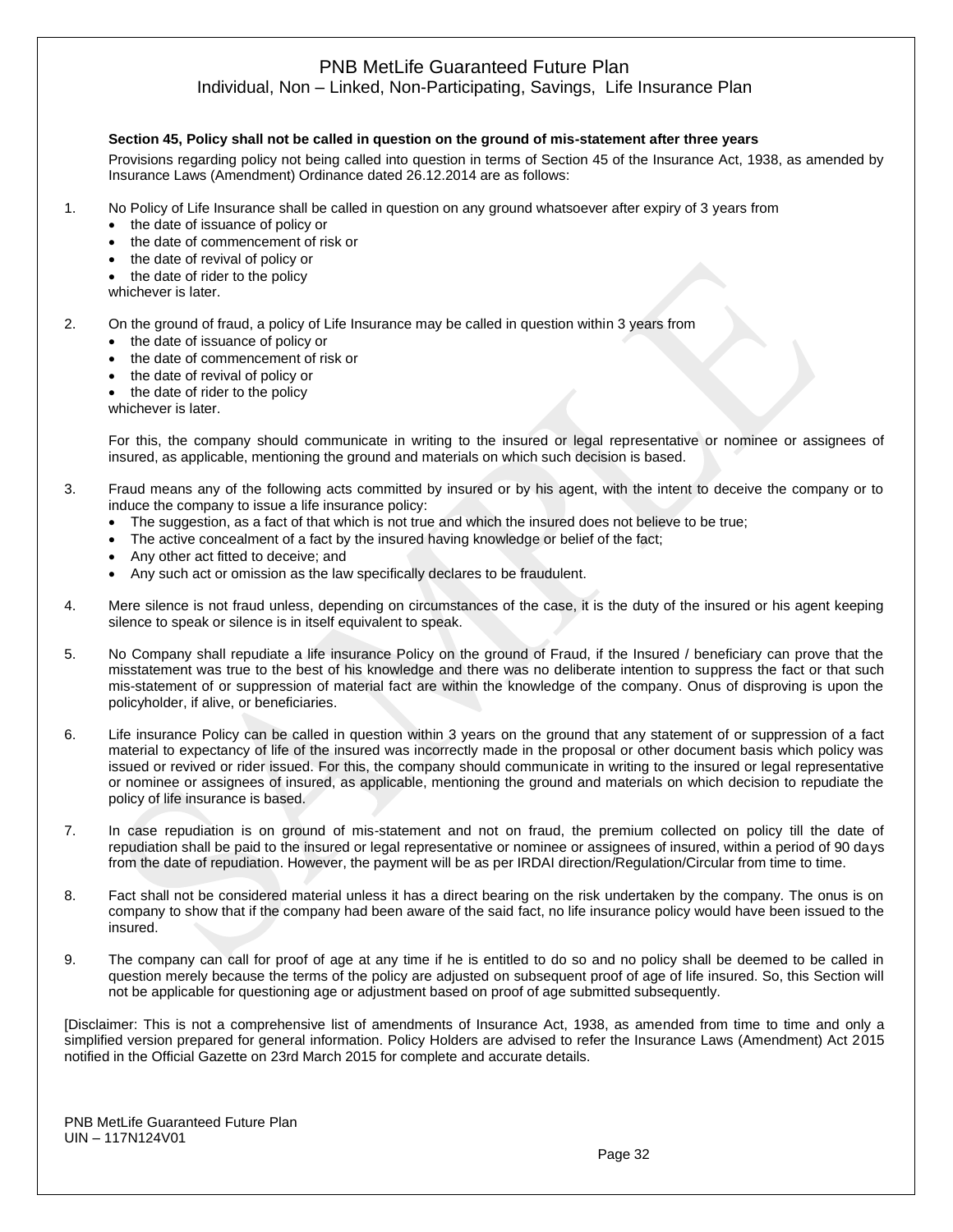**Section 45, Policy shall not be called in question on the ground of mis-statement after three years**

Provisions regarding policy not being called into question in terms of Section 45 of the Insurance Act, 1938, as amended by Insurance Laws (Amendment) Ordinance dated 26.12.2014 are as follows:

1. No Policy of Life Insurance shall be called in question on any ground whatsoever after expiry of 3 years from
   - the date of issuance of policy or
   - the date of commencement of risk or
   - the date of revival of policy or
   - the date of rider to the policy

   whichever is later.

2. On the ground of fraud, a policy of Life Insurance may be called in question within 3 years from
   - the date of issuance of policy or
   - the date of commencement of risk or
   - the date of revival of policy or
   - the date of rider to the policy

   whichever is later.

   For this, the company should communicate in writing to the insured or legal representative or nominee or assignees of insured, as applicable, mentioning the ground and materials on which such decision is based.

3. Fraud means any of the following acts committed by insured or by his agent, with the intent to deceive the company or to induce the company to issue a life insurance policy:
   - The suggestion, as a fact of that which is not true and which the insured does not believe to be true;
   - The active concealment of a fact by the insured having knowledge or belief of the fact;
   - Any other act fitted to deceive; and
   - Any such act or omission as the law specifically declares to be fraudulent.

4. Mere silence is not fraud unless, depending on circumstances of the case, it is the duty of the insured or his agent keeping silence to speak or silence is in itself equivalent to speak.

5. No Company shall repudiate a life insurance Policy on the ground of Fraud, if the Insured / beneficiary can prove that the misstatement was true to the best of his knowledge and there was no deliberate intention to suppress the fact or that such mis-statement of or suppression of material fact are within the knowledge of the company. Onus of disproving is upon the policyholder, if alive, or beneficiaries.

6. Life insurance Policy can be called in question within 3 years on the ground that any statement of or suppression of a fact material to expectancy of life of the insured was incorrectly made in the proposal or other document basis which policy was issued or revived or rider issued. For this, the company should communicate in writing to the insured or legal representative or nominee or assignees of insured, as applicable, mentioning the ground and materials on which decision to repudiate the policy of life insurance is based.

7. In case repudiation is on ground of mis-statement and not on fraud, the premium collected on policy till the date of repudiation shall be paid to the insured or legal representative or nominee or assignees of insured, within a period of 90 days from the date of repudiation. However, the payment will be as per IRDAI direction/Regulation/Circular from time to time.

8. Fact shall not be considered material unless it has a direct bearing on the risk undertaken by the company. The onus is on company to show that if the company had been aware of the said fact, no life insurance policy would have been issued to the insured.

9. The company can call for proof of age at any time if he is entitled to do so and no policy shall be deemed to be called in question merely because the terms of the policy are adjusted on subsequent proof of age of life insured. So, this Section will not be applicable for questioning age or adjustment based on proof of age submitted subsequently.

[Disclaimer: This is not a comprehensive list of amendments of Insurance Act, 1938, as amended from time to time and only a simplified version prepared for general information. Policy Holders are advised to refer the Insurance Laws (Amendment) Act 2015 notified in the Official Gazette on 23rd March 2015 for complete and accurate details.